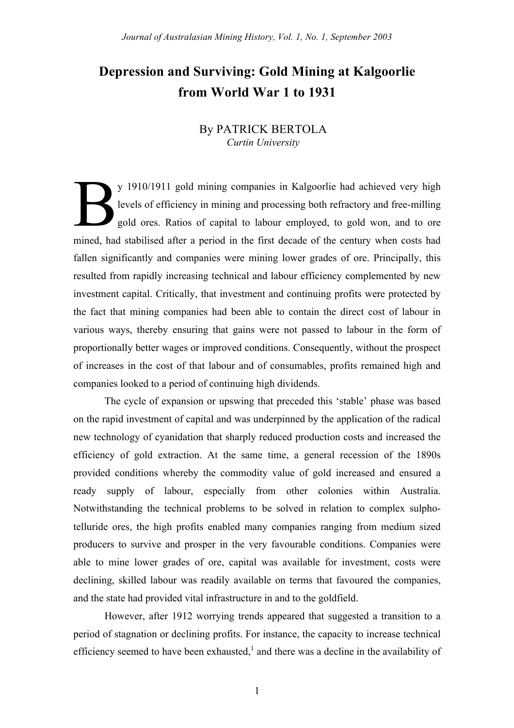# Depression and Surviving: Gold Mining at Kalgoorlie from World War 1 to 1931

By PATRICK BERTOLA
*Curtin University*

By 1910/1911 gold mining companies in Kalgoorlie had achieved very high levels of efficiency in mining and processing both refractory and free-milling gold ores. Ratios of capital to labour employed, to gold won, and to ore mined, had stabilised after a period in the first decade of the century when costs had fallen significantly and companies were mining lower grades of ore. Principally, this resulted from rapidly increasing technical and labour efficiency complemented by new investment capital. Critically, that investment and continuing profits were protected by the fact that mining companies had been able to contain the direct cost of labour in various ways, thereby ensuring that gains were not passed to labour in the form of proportionally better wages or improved conditions. Consequently, without the prospect of increases in the cost of that labour and of consumables, profits remained high and companies looked to a period of continuing high dividends.

The cycle of expansion or upswing that preceded this 'stable' phase was based on the rapid investment of capital and was underpinned by the application of the radical new technology of cyanidation that sharply reduced production costs and increased the efficiency of gold extraction. At the same time, a general recession of the 1890s provided conditions whereby the commodity value of gold increased and ensured a ready supply of labour, especially from other colonies within Australia. Notwithstanding the technical problems to be solved in relation to complex sulpho-telluride ores, the high profits enabled many companies ranging from medium sized producers to survive and prosper in the very favourable conditions. Companies were able to mine lower grades of ore, capital was available for investment, costs were declining, skilled labour was readily available on terms that favoured the companies, and the state had provided vital infrastructure in and to the goldfield.

However, after 1912 worrying trends appeared that suggested a transition to a period of stagnation or declining profits. For instance, the capacity to increase technical efficiency seemed to have been exhausted,[1] and there was a decline in the availability of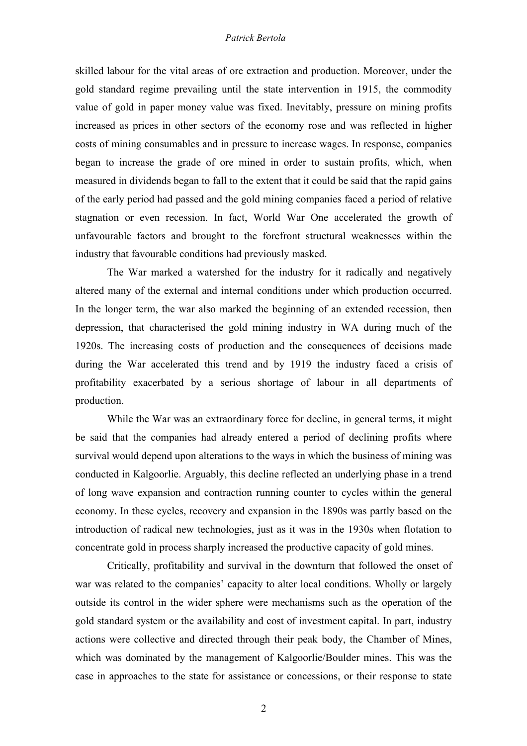skilled labour for the vital areas of ore extraction and production. Moreover, under the gold standard regime prevailing until the state intervention in 1915, the commodity value of gold in paper money value was fixed. Inevitably, pressure on mining profits increased as prices in other sectors of the economy rose and was reflected in higher costs of mining consumables and in pressure to increase wages. In response, companies began to increase the grade of ore mined in order to sustain profits, which, when measured in dividends began to fall to the extent that it could be said that the rapid gains of the early period had passed and the gold mining companies faced a period of relative stagnation or even recession. In fact, World War One accelerated the growth of unfavourable factors and brought to the forefront structural weaknesses within the industry that favourable conditions had previously masked.

The War marked a watershed for the industry for it radically and negatively altered many of the external and internal conditions under which production occurred. In the longer term, the war also marked the beginning of an extended recession, then depression, that characterised the gold mining industry in WA during much of the 1920s. The increasing costs of production and the consequences of decisions made during the War accelerated this trend and by 1919 the industry faced a crisis of profitability exacerbated by a serious shortage of labour in all departments of production.

While the War was an extraordinary force for decline, in general terms, it might be said that the companies had already entered a period of declining profits where survival would depend upon alterations to the ways in which the business of mining was conducted in Kalgoorlie. Arguably, this decline reflected an underlying phase in a trend of long wave expansion and contraction running counter to cycles within the general economy. In these cycles, recovery and expansion in the 1890s was partly based on the introduction of radical new technologies, just as it was in the 1930s when flotation to concentrate gold in process sharply increased the productive capacity of gold mines.

Critically, profitability and survival in the downturn that followed the onset of war was related to the companies' capacity to alter local conditions. Wholly or largely outside its control in the wider sphere were mechanisms such as the operation of the gold standard system or the availability and cost of investment capital. In part, industry actions were collective and directed through their peak body, the Chamber of Mines, which was dominated by the management of Kalgoorlie/Boulder mines. This was the case in approaches to the state for assistance or concessions, or their response to state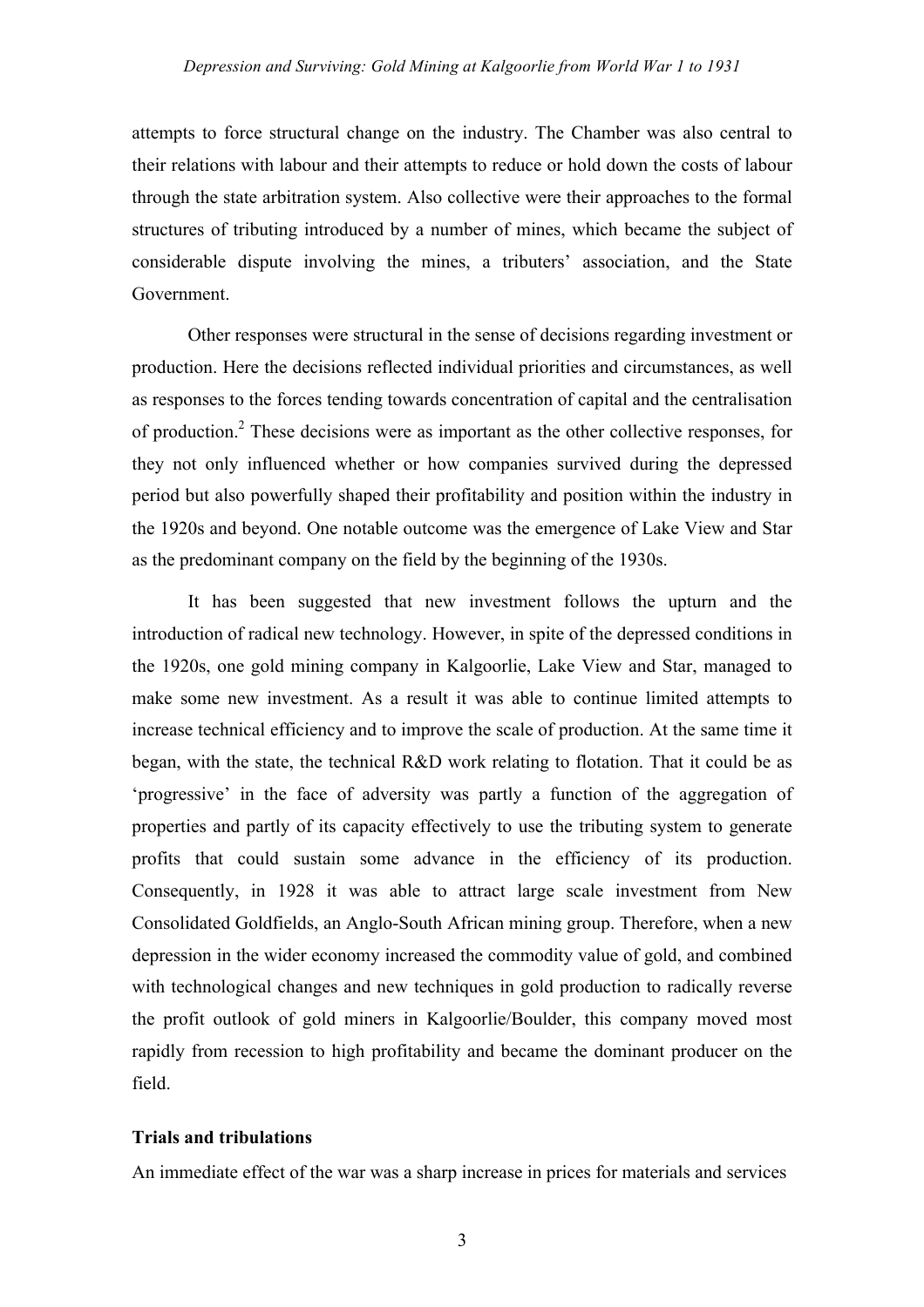attempts to force structural change on the industry. The Chamber was also central to their relations with labour and their attempts to reduce or hold down the costs of labour through the state arbitration system. Also collective were their approaches to the formal structures of tributing introduced by a number of mines, which became the subject of considerable dispute involving the mines, a tributers' association, and the State Government.

Other responses were structural in the sense of decisions regarding investment or production. Here the decisions reflected individual priorities and circumstances, as well as responses to the forces tending towards concentration of capital and the centralisation of production.[2] These decisions were as important as the other collective responses, for they not only influenced whether or how companies survived during the depressed period but also powerfully shaped their profitability and position within the industry in the 1920s and beyond. One notable outcome was the emergence of Lake View and Star as the predominant company on the field by the beginning of the 1930s.

It has been suggested that new investment follows the upturn and the introduction of radical new technology. However, in spite of the depressed conditions in the 1920s, one gold mining company in Kalgoorlie, Lake View and Star, managed to make some new investment. As a result it was able to continue limited attempts to increase technical efficiency and to improve the scale of production. At the same time it began, with the state, the technical R&D work relating to flotation. That it could be as 'progressive' in the face of adversity was partly a function of the aggregation of properties and partly of its capacity effectively to use the tributing system to generate profits that could sustain some advance in the efficiency of its production. Consequently, in 1928 it was able to attract large scale investment from New Consolidated Goldfields, an Anglo-South African mining group. Therefore, when a new depression in the wider economy increased the commodity value of gold, and combined with technological changes and new techniques in gold production to radically reverse the profit outlook of gold miners in Kalgoorlie/Boulder, this company moved most rapidly from recession to high profitability and became the dominant producer on the field.

**Trials and tribulations**

An immediate effect of the war was a sharp increase in prices for materials and services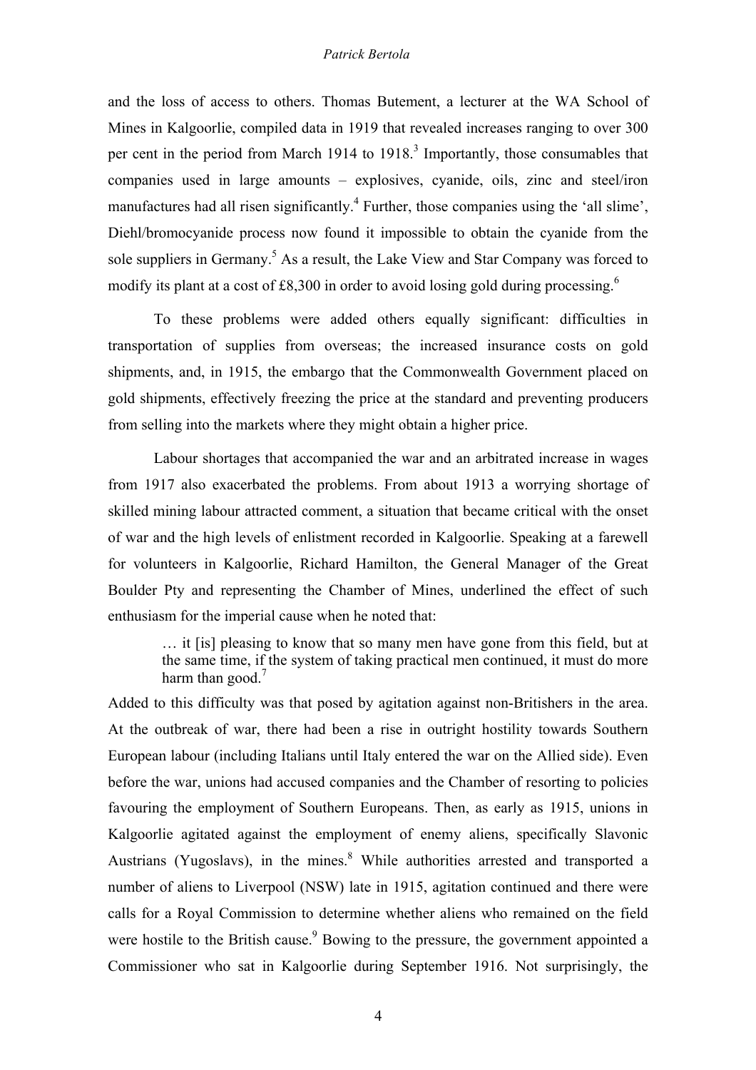and the loss of access to others. Thomas Butement, a lecturer at the WA School of Mines in Kalgoorlie, compiled data in 1919 that revealed increases ranging to over 300 per cent in the period from March 1914 to 1918.[3] Importantly, those consumables that companies used in large amounts – explosives, cyanide, oils, zinc and steel/iron manufactures had all risen significantly.[4] Further, those companies using the 'all slime', Diehl/bromocyanide process now found it impossible to obtain the cyanide from the sole suppliers in Germany.[5] As a result, the Lake View and Star Company was forced to modify its plant at a cost of £8,300 in order to avoid losing gold during processing.[6]

To these problems were added others equally significant: difficulties in transportation of supplies from overseas; the increased insurance costs on gold shipments, and, in 1915, the embargo that the Commonwealth Government placed on gold shipments, effectively freezing the price at the standard and preventing producers from selling into the markets where they might obtain a higher price.

Labour shortages that accompanied the war and an arbitrated increase in wages from 1917 also exacerbated the problems. From about 1913 a worrying shortage of skilled mining labour attracted comment, a situation that became critical with the onset of war and the high levels of enlistment recorded in Kalgoorlie. Speaking at a farewell for volunteers in Kalgoorlie, Richard Hamilton, the General Manager of the Great Boulder Pty and representing the Chamber of Mines, underlined the effect of such enthusiasm for the imperial cause when he noted that:

> … it [is] pleasing to know that so many men have gone from this field, but at the same time, if the system of taking practical men continued, it must do more harm than good.[7]

Added to this difficulty was that posed by agitation against non-Britishers in the area. At the outbreak of war, there had been a rise in outright hostility towards Southern European labour (including Italians until Italy entered the war on the Allied side). Even before the war, unions had accused companies and the Chamber of resorting to policies favouring the employment of Southern Europeans. Then, as early as 1915, unions in Kalgoorlie agitated against the employment of enemy aliens, specifically Slavonic Austrians (Yugoslavs), in the mines.[8] While authorities arrested and transported a number of aliens to Liverpool (NSW) late in 1915, agitation continued and there were calls for a Royal Commission to determine whether aliens who remained on the field were hostile to the British cause.[9] Bowing to the pressure, the government appointed a Commissioner who sat in Kalgoorlie during September 1916. Not surprisingly, the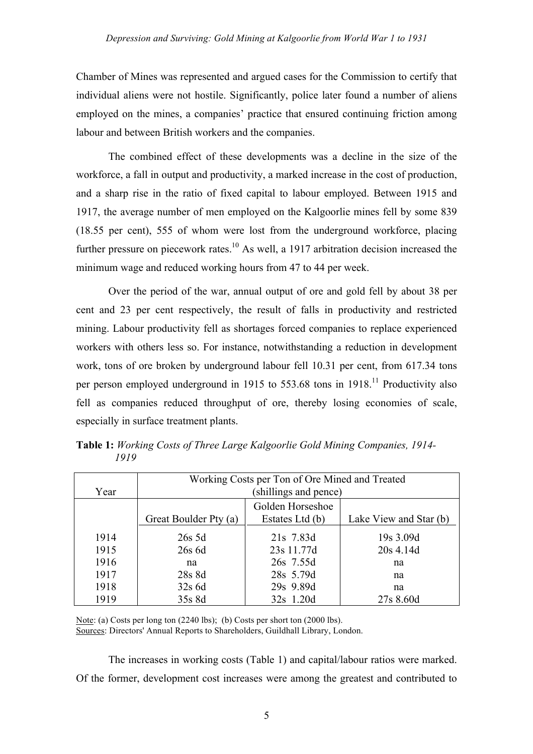Chamber of Mines was represented and argued cases for the Commission to certify that individual aliens were not hostile. Significantly, police later found a number of aliens employed on the mines, a companies' practice that ensured continuing friction among labour and between British workers and the companies.

The combined effect of these developments was a decline in the size of the workforce, a fall in output and productivity, a marked increase in the cost of production, and a sharp rise in the ratio of fixed capital to labour employed. Between 1915 and 1917, the average number of men employed on the Kalgoorlie mines fell by some 839 (18.55 per cent), 555 of whom were lost from the underground workforce, placing further pressure on piecework rates.[10] As well, a 1917 arbitration decision increased the minimum wage and reduced working hours from 47 to 44 per week.

Over the period of the war, annual output of ore and gold fell by about 38 per cent and 23 per cent respectively, the result of falls in productivity and restricted mining. Labour productivity fell as shortages forced companies to replace experienced workers with others less so. For instance, notwithstanding a reduction in development work, tons of ore broken by underground labour fell 10.31 per cent, from 617.34 tons per person employed underground in 1915 to 553.68 tons in 1918.[11] Productivity also fell as companies reduced throughput of ore, thereby losing economies of scale, especially in surface treatment plants.

**Table 1:** *Working Costs of Three Large Kalgoorlie Gold Mining Companies, 1914-1919*

| Year | Working Costs per Ton of Ore Mined and Treated (shillings and pence) | | |
|---|---|---|---|
| | Great Boulder Pty (a) | Golden Horseshoe Estates Ltd (b) | Lake View and Star (b) |
| 1914 | 26s 5d | 21s 7.83d | 19s 3.09d |
| 1915 | 26s 6d | 23s 11.77d | 20s 4.14d |
| 1916 | na | 26s 7.55d | na |
| 1917 | 28s 8d | 28s 5.79d | na |
| 1918 | 32s 6d | 29s 9.89d | na |
| 1919 | 35s 8d | 32s 1.20d | 27s 8.60d |

Note: (a) Costs per long ton (2240 lbs); (b) Costs per short ton (2000 lbs).
Sources: Directors' Annual Reports to Shareholders, Guildhall Library, London.

The increases in working costs (Table 1) and capital/labour ratios were marked. Of the former, development cost increases were among the greatest and contributed to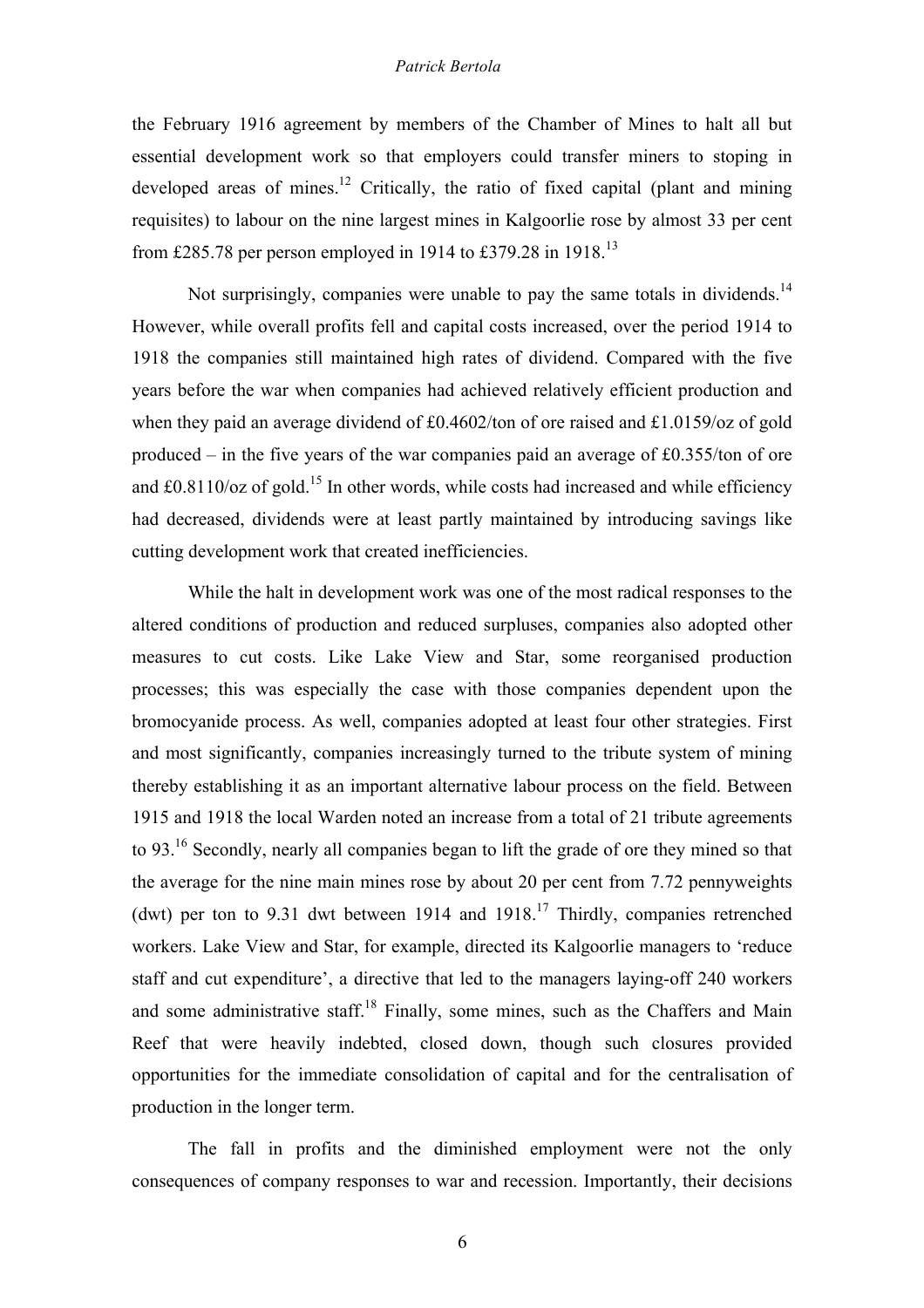the February 1916 agreement by members of the Chamber of Mines to halt all but essential development work so that employers could transfer miners to stoping in developed areas of mines.[12] Critically, the ratio of fixed capital (plant and mining requisites) to labour on the nine largest mines in Kalgoorlie rose by almost 33 per cent from £285.78 per person employed in 1914 to £379.28 in 1918.[13]

Not surprisingly, companies were unable to pay the same totals in dividends.[14] However, while overall profits fell and capital costs increased, over the period 1914 to 1918 the companies still maintained high rates of dividend. Compared with the five years before the war when companies had achieved relatively efficient production and when they paid an average dividend of £0.4602/ton of ore raised and £1.0159/oz of gold produced – in the five years of the war companies paid an average of £0.355/ton of ore and £0.8110/oz of gold.[15] In other words, while costs had increased and while efficiency had decreased, dividends were at least partly maintained by introducing savings like cutting development work that created inefficiencies.

While the halt in development work was one of the most radical responses to the altered conditions of production and reduced surpluses, companies also adopted other measures to cut costs. Like Lake View and Star, some reorganised production processes; this was especially the case with those companies dependent upon the bromocyanide process. As well, companies adopted at least four other strategies. First and most significantly, companies increasingly turned to the tribute system of mining thereby establishing it as an important alternative labour process on the field. Between 1915 and 1918 the local Warden noted an increase from a total of 21 tribute agreements to 93.[16] Secondly, nearly all companies began to lift the grade of ore they mined so that the average for the nine main mines rose by about 20 per cent from 7.72 pennyweights (dwt) per ton to 9.31 dwt between 1914 and 1918.[17] Thirdly, companies retrenched workers. Lake View and Star, for example, directed its Kalgoorlie managers to 'reduce staff and cut expenditure', a directive that led to the managers laying-off 240 workers and some administrative staff.[18] Finally, some mines, such as the Chaffers and Main Reef that were heavily indebted, closed down, though such closures provided opportunities for the immediate consolidation of capital and for the centralisation of production in the longer term.

The fall in profits and the diminished employment were not the only consequences of company responses to war and recession. Importantly, their decisions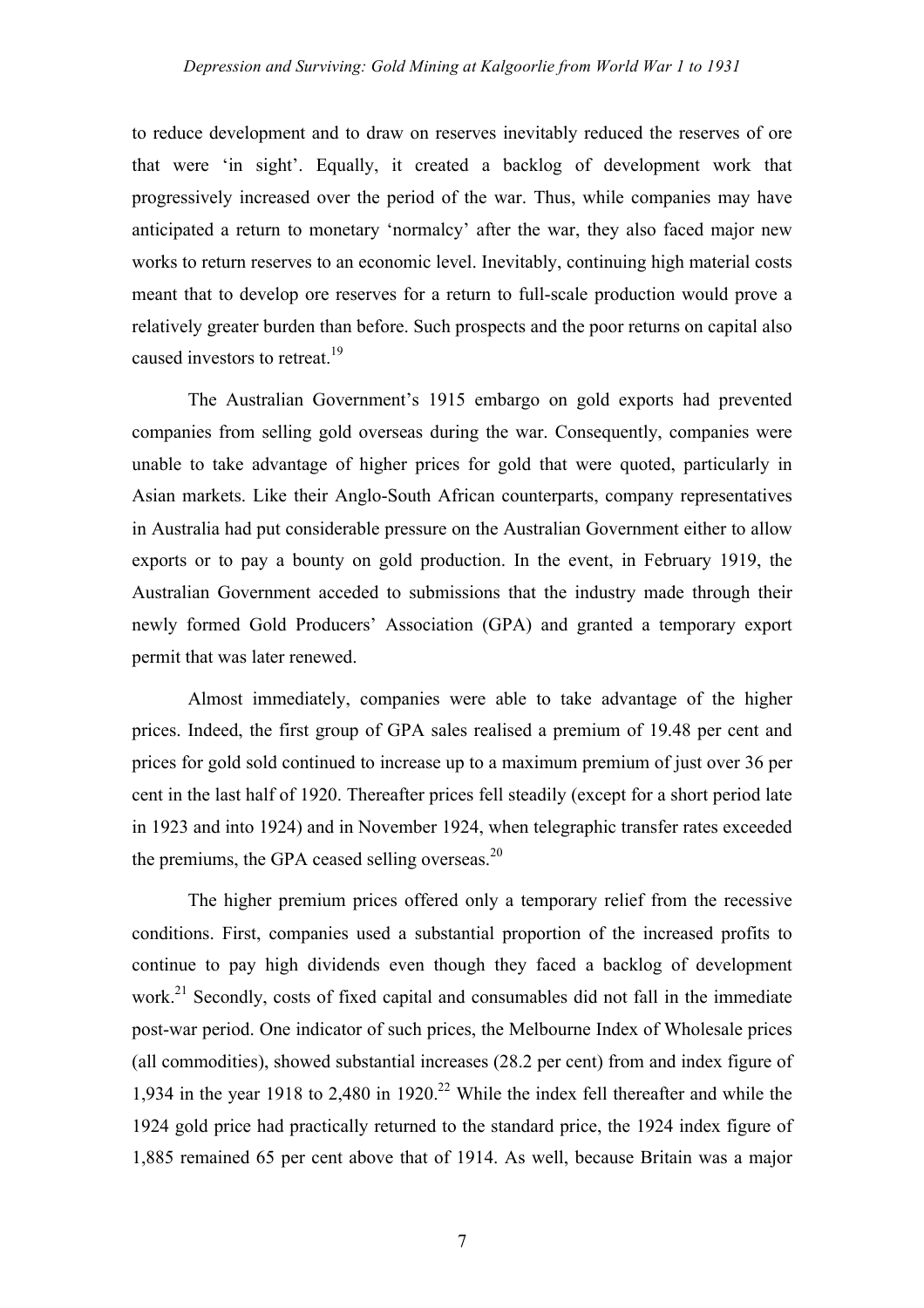to reduce development and to draw on reserves inevitably reduced the reserves of ore that were 'in sight'. Equally, it created a backlog of development work that progressively increased over the period of the war. Thus, while companies may have anticipated a return to monetary 'normalcy' after the war, they also faced major new works to return reserves to an economic level. Inevitably, continuing high material costs meant that to develop ore reserves for a return to full-scale production would prove a relatively greater burden than before. Such prospects and the poor returns on capital also caused investors to retreat.[19]

The Australian Government's 1915 embargo on gold exports had prevented companies from selling gold overseas during the war. Consequently, companies were unable to take advantage of higher prices for gold that were quoted, particularly in Asian markets. Like their Anglo-South African counterparts, company representatives in Australia had put considerable pressure on the Australian Government either to allow exports or to pay a bounty on gold production. In the event, in February 1919, the Australian Government acceded to submissions that the industry made through their newly formed Gold Producers' Association (GPA) and granted a temporary export permit that was later renewed.

Almost immediately, companies were able to take advantage of the higher prices. Indeed, the first group of GPA sales realised a premium of 19.48 per cent and prices for gold sold continued to increase up to a maximum premium of just over 36 per cent in the last half of 1920. Thereafter prices fell steadily (except for a short period late in 1923 and into 1924) and in November 1924, when telegraphic transfer rates exceeded the premiums, the GPA ceased selling overseas.[20]

The higher premium prices offered only a temporary relief from the recessive conditions. First, companies used a substantial proportion of the increased profits to continue to pay high dividends even though they faced a backlog of development work.[21] Secondly, costs of fixed capital and consumables did not fall in the immediate post-war period. One indicator of such prices, the Melbourne Index of Wholesale prices (all commodities), showed substantial increases (28.2 per cent) from and index figure of 1,934 in the year 1918 to 2,480 in 1920.[22] While the index fell thereafter and while the 1924 gold price had practically returned to the standard price, the 1924 index figure of 1,885 remained 65 per cent above that of 1914. As well, because Britain was a major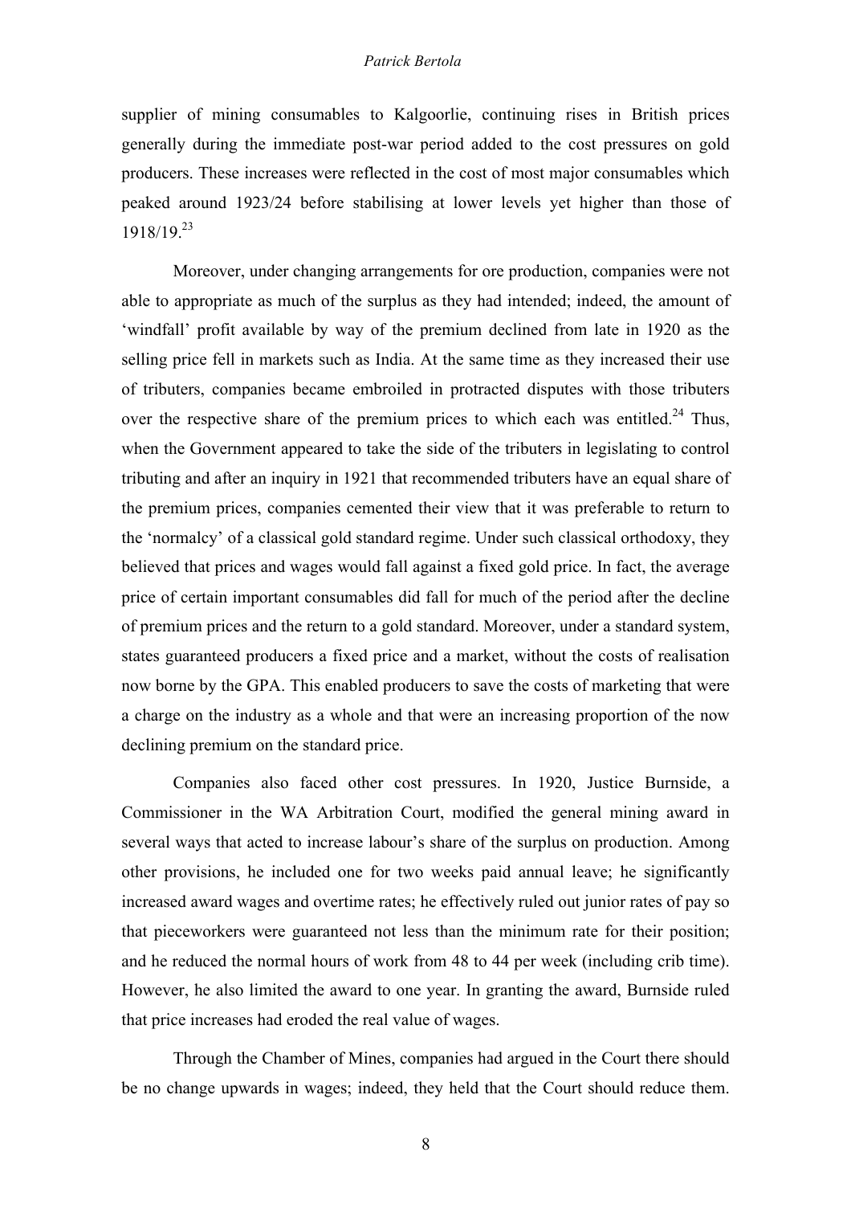supplier of mining consumables to Kalgoorlie, continuing rises in British prices generally during the immediate post-war period added to the cost pressures on gold producers. These increases were reflected in the cost of most major consumables which peaked around 1923/24 before stabilising at lower levels yet higher than those of 1918/19.[23]

Moreover, under changing arrangements for ore production, companies were not able to appropriate as much of the surplus as they had intended; indeed, the amount of 'windfall' profit available by way of the premium declined from late in 1920 as the selling price fell in markets such as India. At the same time as they increased their use of tributers, companies became embroiled in protracted disputes with those tributers over the respective share of the premium prices to which each was entitled.[24] Thus, when the Government appeared to take the side of the tributers in legislating to control tributing and after an inquiry in 1921 that recommended tributers have an equal share of the premium prices, companies cemented their view that it was preferable to return to the 'normalcy' of a classical gold standard regime. Under such classical orthodoxy, they believed that prices and wages would fall against a fixed gold price. In fact, the average price of certain important consumables did fall for much of the period after the decline of premium prices and the return to a gold standard. Moreover, under a standard system, states guaranteed producers a fixed price and a market, without the costs of realisation now borne by the GPA. This enabled producers to save the costs of marketing that were a charge on the industry as a whole and that were an increasing proportion of the now declining premium on the standard price.

Companies also faced other cost pressures. In 1920, Justice Burnside, a Commissioner in the WA Arbitration Court, modified the general mining award in several ways that acted to increase labour's share of the surplus on production. Among other provisions, he included one for two weeks paid annual leave; he significantly increased award wages and overtime rates; he effectively ruled out junior rates of pay so that pieceworkers were guaranteed not less than the minimum rate for their position; and he reduced the normal hours of work from 48 to 44 per week (including crib time). However, he also limited the award to one year. In granting the award, Burnside ruled that price increases had eroded the real value of wages.

Through the Chamber of Mines, companies had argued in the Court there should be no change upwards in wages; indeed, they held that the Court should reduce them.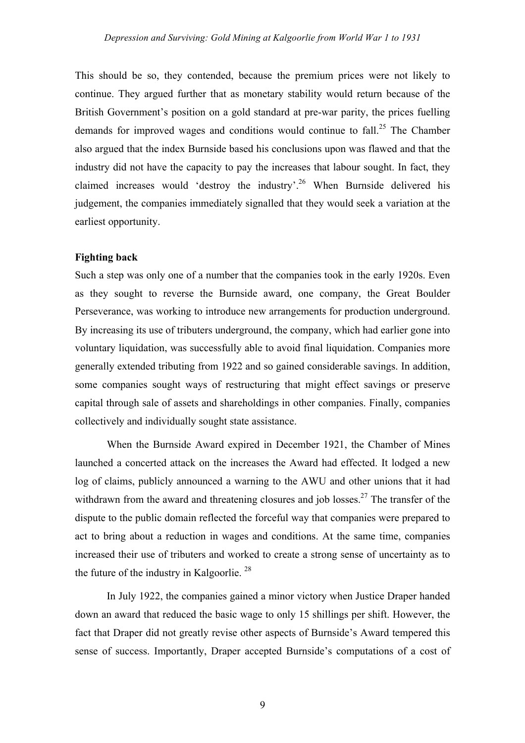This should be so, they contended, because the premium prices were not likely to continue. They argued further that as monetary stability would return because of the British Government's position on a gold standard at pre-war parity, the prices fuelling demands for improved wages and conditions would continue to fall.[25] The Chamber also argued that the index Burnside based his conclusions upon was flawed and that the industry did not have the capacity to pay the increases that labour sought. In fact, they claimed increases would 'destroy the industry'.[26] When Burnside delivered his judgement, the companies immediately signalled that they would seek a variation at the earliest opportunity.

**Fighting back**

Such a step was only one of a number that the companies took in the early 1920s. Even as they sought to reverse the Burnside award, one company, the Great Boulder Perseverance, was working to introduce new arrangements for production underground. By increasing its use of tributers underground, the company, which had earlier gone into voluntary liquidation, was successfully able to avoid final liquidation. Companies more generally extended tributing from 1922 and so gained considerable savings. In addition, some companies sought ways of restructuring that might effect savings or preserve capital through sale of assets and shareholdings in other companies. Finally, companies collectively and individually sought state assistance.

When the Burnside Award expired in December 1921, the Chamber of Mines launched a concerted attack on the increases the Award had effected. It lodged a new log of claims, publicly announced a warning to the AWU and other unions that it had withdrawn from the award and threatening closures and job losses.[27] The transfer of the dispute to the public domain reflected the forceful way that companies were prepared to act to bring about a reduction in wages and conditions. At the same time, companies increased their use of tributers and worked to create a strong sense of uncertainty as to the future of the industry in Kalgoorlie.[28]

In July 1922, the companies gained a minor victory when Justice Draper handed down an award that reduced the basic wage to only 15 shillings per shift. However, the fact that Draper did not greatly revise other aspects of Burnside's Award tempered this sense of success. Importantly, Draper accepted Burnside's computations of a cost of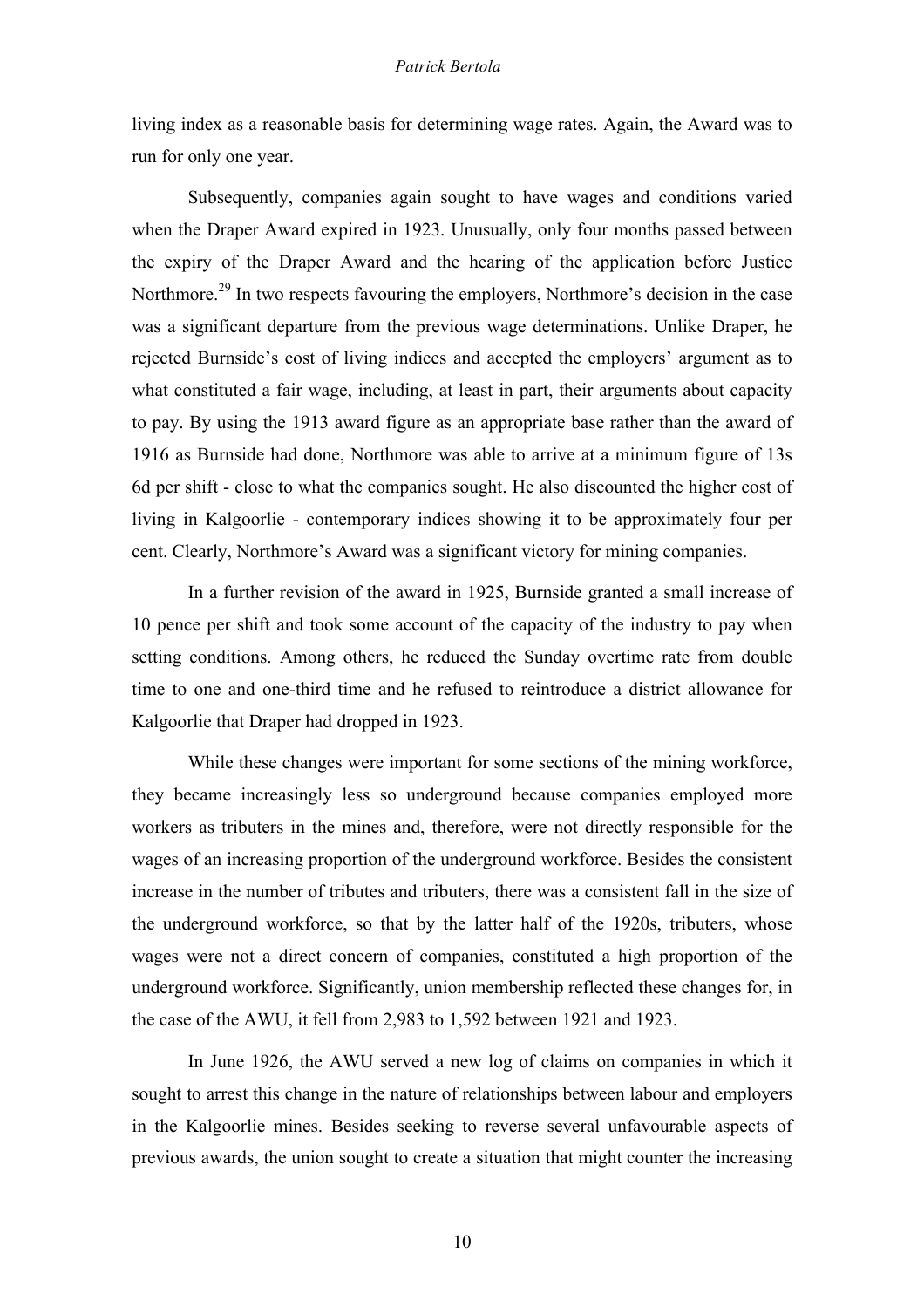living index as a reasonable basis for determining wage rates. Again, the Award was to run for only one year.

Subsequently, companies again sought to have wages and conditions varied when the Draper Award expired in 1923. Unusually, only four months passed between the expiry of the Draper Award and the hearing of the application before Justice Northmore.[29] In two respects favouring the employers, Northmore's decision in the case was a significant departure from the previous wage determinations. Unlike Draper, he rejected Burnside's cost of living indices and accepted the employers' argument as to what constituted a fair wage, including, at least in part, their arguments about capacity to pay. By using the 1913 award figure as an appropriate base rather than the award of 1916 as Burnside had done, Northmore was able to arrive at a minimum figure of 13s 6d per shift - close to what the companies sought. He also discounted the higher cost of living in Kalgoorlie - contemporary indices showing it to be approximately four per cent. Clearly, Northmore's Award was a significant victory for mining companies.

In a further revision of the award in 1925, Burnside granted a small increase of 10 pence per shift and took some account of the capacity of the industry to pay when setting conditions. Among others, he reduced the Sunday overtime rate from double time to one and one-third time and he refused to reintroduce a district allowance for Kalgoorlie that Draper had dropped in 1923.

While these changes were important for some sections of the mining workforce, they became increasingly less so underground because companies employed more workers as tributers in the mines and, therefore, were not directly responsible for the wages of an increasing proportion of the underground workforce. Besides the consistent increase in the number of tributes and tributers, there was a consistent fall in the size of the underground workforce, so that by the latter half of the 1920s, tributers, whose wages were not a direct concern of companies, constituted a high proportion of the underground workforce. Significantly, union membership reflected these changes for, in the case of the AWU, it fell from 2,983 to 1,592 between 1921 and 1923.

In June 1926, the AWU served a new log of claims on companies in which it sought to arrest this change in the nature of relationships between labour and employers in the Kalgoorlie mines. Besides seeking to reverse several unfavourable aspects of previous awards, the union sought to create a situation that might counter the increasing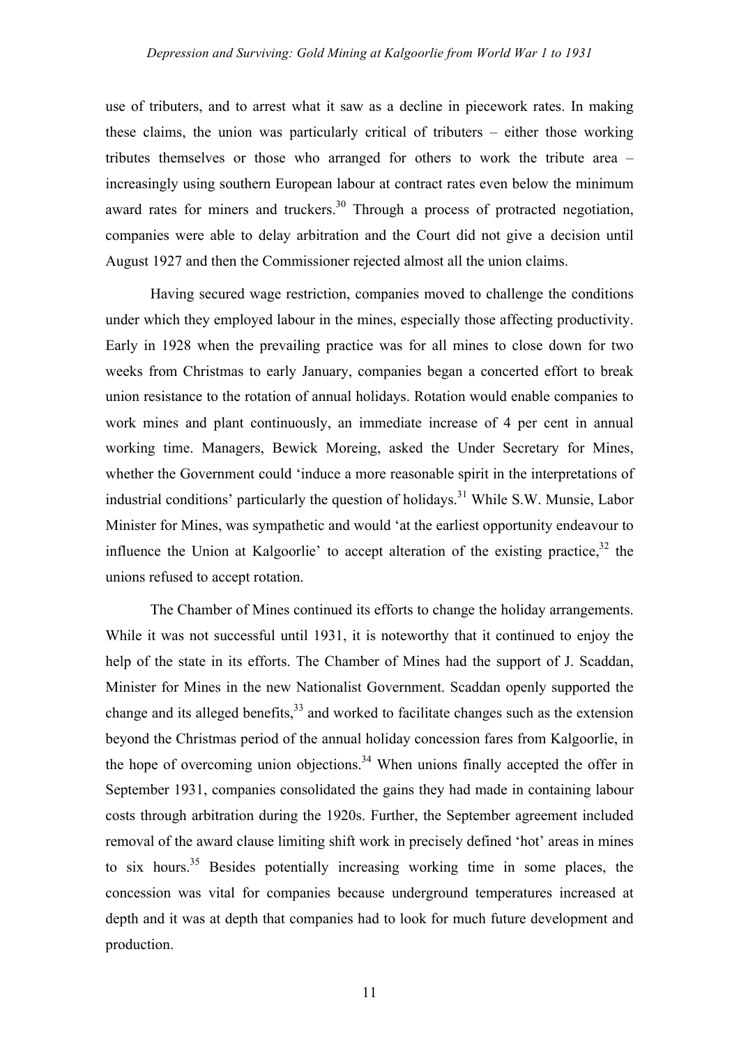use of tributers, and to arrest what it saw as a decline in piecework rates. In making these claims, the union was particularly critical of tributers – either those working tributes themselves or those who arranged for others to work the tribute area – increasingly using southern European labour at contract rates even below the minimum award rates for miners and truckers.[30] Through a process of protracted negotiation, companies were able to delay arbitration and the Court did not give a decision until August 1927 and then the Commissioner rejected almost all the union claims.

Having secured wage restriction, companies moved to challenge the conditions under which they employed labour in the mines, especially those affecting productivity. Early in 1928 when the prevailing practice was for all mines to close down for two weeks from Christmas to early January, companies began a concerted effort to break union resistance to the rotation of annual holidays. Rotation would enable companies to work mines and plant continuously, an immediate increase of 4 per cent in annual working time. Managers, Bewick Moreing, asked the Under Secretary for Mines, whether the Government could 'induce a more reasonable spirit in the interpretations of industrial conditions' particularly the question of holidays.[31] While S.W. Munsie, Labor Minister for Mines, was sympathetic and would 'at the earliest opportunity endeavour to influence the Union at Kalgoorlie' to accept alteration of the existing practice,[32] the unions refused to accept rotation.

The Chamber of Mines continued its efforts to change the holiday arrangements. While it was not successful until 1931, it is noteworthy that it continued to enjoy the help of the state in its efforts. The Chamber of Mines had the support of J. Scaddan, Minister for Mines in the new Nationalist Government. Scaddan openly supported the change and its alleged benefits,[33] and worked to facilitate changes such as the extension beyond the Christmas period of the annual holiday concession fares from Kalgoorlie, in the hope of overcoming union objections.[34] When unions finally accepted the offer in September 1931, companies consolidated the gains they had made in containing labour costs through arbitration during the 1920s. Further, the September agreement included removal of the award clause limiting shift work in precisely defined 'hot' areas in mines to six hours.[35] Besides potentially increasing working time in some places, the concession was vital for companies because underground temperatures increased at depth and it was at depth that companies had to look for much future development and production.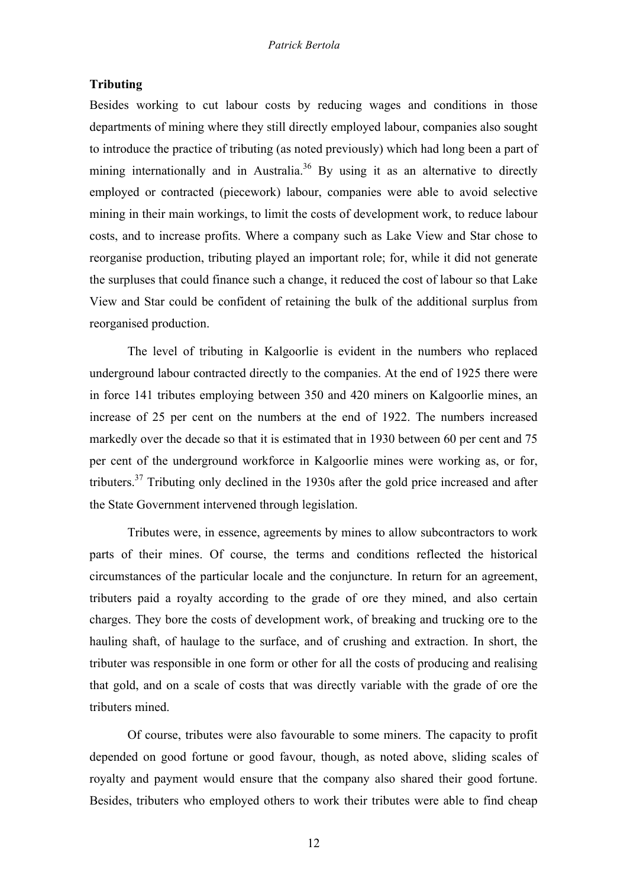**Tributing**

Besides working to cut labour costs by reducing wages and conditions in those departments of mining where they still directly employed labour, companies also sought to introduce the practice of tributing (as noted previously) which had long been a part of mining internationally and in Australia.[36] By using it as an alternative to directly employed or contracted (piecework) labour, companies were able to avoid selective mining in their main workings, to limit the costs of development work, to reduce labour costs, and to increase profits. Where a company such as Lake View and Star chose to reorganise production, tributing played an important role; for, while it did not generate the surpluses that could finance such a change, it reduced the cost of labour so that Lake View and Star could be confident of retaining the bulk of the additional surplus from reorganised production.

The level of tributing in Kalgoorlie is evident in the numbers who replaced underground labour contracted directly to the companies. At the end of 1925 there were in force 141 tributes employing between 350 and 420 miners on Kalgoorlie mines, an increase of 25 per cent on the numbers at the end of 1922. The numbers increased markedly over the decade so that it is estimated that in 1930 between 60 per cent and 75 per cent of the underground workforce in Kalgoorlie mines were working as, or for, tributers.[37] Tributing only declined in the 1930s after the gold price increased and after the State Government intervened through legislation.

Tributes were, in essence, agreements by mines to allow subcontractors to work parts of their mines. Of course, the terms and conditions reflected the historical circumstances of the particular locale and the conjuncture. In return for an agreement, tributers paid a royalty according to the grade of ore they mined, and also certain charges. They bore the costs of development work, of breaking and trucking ore to the hauling shaft, of haulage to the surface, and of crushing and extraction. In short, the tributer was responsible in one form or other for all the costs of producing and realising that gold, and on a scale of costs that was directly variable with the grade of ore the tributers mined.

Of course, tributes were also favourable to some miners. The capacity to profit depended on good fortune or good favour, though, as noted above, sliding scales of royalty and payment would ensure that the company also shared their good fortune. Besides, tributers who employed others to work their tributes were able to find cheap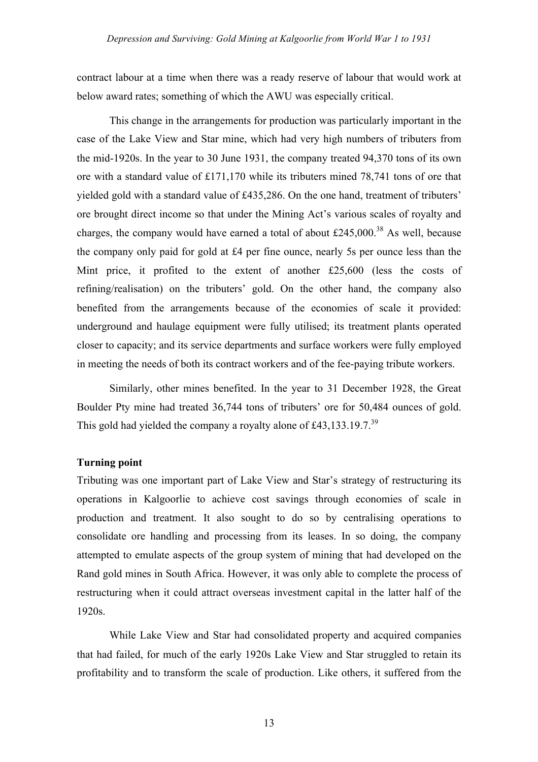contract labour at a time when there was a ready reserve of labour that would work at below award rates; something of which the AWU was especially critical.

This change in the arrangements for production was particularly important in the case of the Lake View and Star mine, which had very high numbers of tributers from the mid-1920s. In the year to 30 June 1931, the company treated 94,370 tons of its own ore with a standard value of £171,170 while its tributers mined 78,741 tons of ore that yielded gold with a standard value of £435,286. On the one hand, treatment of tributers' ore brought direct income so that under the Mining Act's various scales of royalty and charges, the company would have earned a total of about £245,000.[38] As well, because the company only paid for gold at £4 per fine ounce, nearly 5s per ounce less than the Mint price, it profited to the extent of another £25,600 (less the costs of refining/realisation) on the tributers' gold. On the other hand, the company also benefited from the arrangements because of the economies of scale it provided: underground and haulage equipment were fully utilised; its treatment plants operated closer to capacity; and its service departments and surface workers were fully employed in meeting the needs of both its contract workers and of the fee-paying tribute workers.

Similarly, other mines benefited. In the year to 31 December 1928, the Great Boulder Pty mine had treated 36,744 tons of tributers' ore for 50,484 ounces of gold. This gold had yielded the company a royalty alone of £43,133.19.7.[39]

**Turning point**

Tributing was one important part of Lake View and Star's strategy of restructuring its operations in Kalgoorlie to achieve cost savings through economies of scale in production and treatment. It also sought to do so by centralising operations to consolidate ore handling and processing from its leases. In so doing, the company attempted to emulate aspects of the group system of mining that had developed on the Rand gold mines in South Africa. However, it was only able to complete the process of restructuring when it could attract overseas investment capital in the latter half of the 1920s.

While Lake View and Star had consolidated property and acquired companies that had failed, for much of the early 1920s Lake View and Star struggled to retain its profitability and to transform the scale of production. Like others, it suffered from the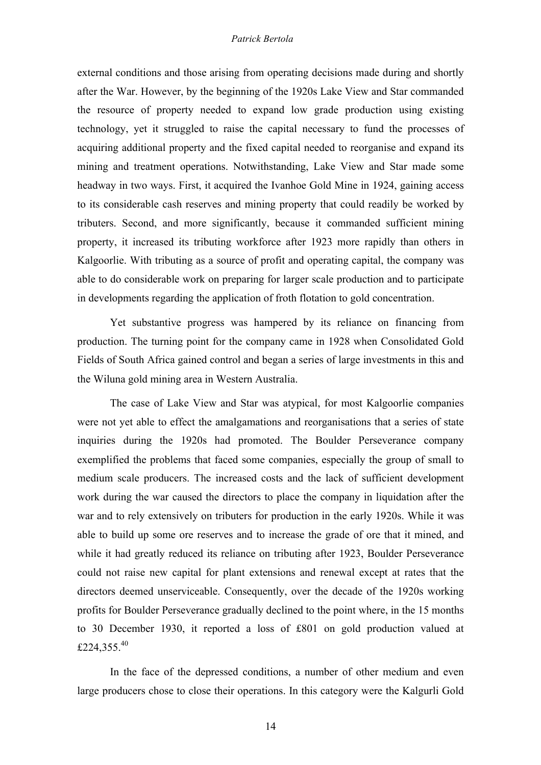external conditions and those arising from operating decisions made during and shortly after the War. However, by the beginning of the 1920s Lake View and Star commanded the resource of property needed to expand low grade production using existing technology, yet it struggled to raise the capital necessary to fund the processes of acquiring additional property and the fixed capital needed to reorganise and expand its mining and treatment operations. Notwithstanding, Lake View and Star made some headway in two ways. First, it acquired the Ivanhoe Gold Mine in 1924, gaining access to its considerable cash reserves and mining property that could readily be worked by tributers. Second, and more significantly, because it commanded sufficient mining property, it increased its tributing workforce after 1923 more rapidly than others in Kalgoorlie. With tributing as a source of profit and operating capital, the company was able to do considerable work on preparing for larger scale production and to participate in developments regarding the application of froth flotation to gold concentration.

Yet substantive progress was hampered by its reliance on financing from production. The turning point for the company came in 1928 when Consolidated Gold Fields of South Africa gained control and began a series of large investments in this and the Wiluna gold mining area in Western Australia.

The case of Lake View and Star was atypical, for most Kalgoorlie companies were not yet able to effect the amalgamations and reorganisations that a series of state inquiries during the 1920s had promoted. The Boulder Perseverance company exemplified the problems that faced some companies, especially the group of small to medium scale producers. The increased costs and the lack of sufficient development work during the war caused the directors to place the company in liquidation after the war and to rely extensively on tributers for production in the early 1920s. While it was able to build up some ore reserves and to increase the grade of ore that it mined, and while it had greatly reduced its reliance on tributing after 1923, Boulder Perseverance could not raise new capital for plant extensions and renewal except at rates that the directors deemed unserviceable. Consequently, over the decade of the 1920s working profits for Boulder Perseverance gradually declined to the point where, in the 15 months to 30 December 1930, it reported a loss of £801 on gold production valued at £224,355.[40]

In the face of the depressed conditions, a number of other medium and even large producers chose to close their operations. In this category were the Kalgurli Gold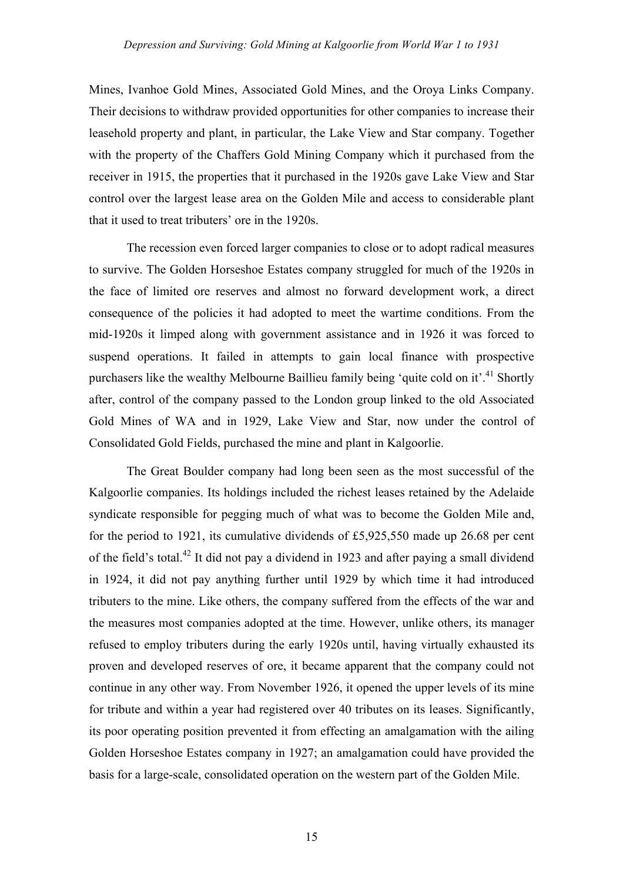Mines, Ivanhoe Gold Mines, Associated Gold Mines, and the Oroya Links Company. Their decisions to withdraw provided opportunities for other companies to increase their leasehold property and plant, in particular, the Lake View and Star company. Together with the property of the Chaffers Gold Mining Company which it purchased from the receiver in 1915, the properties that it purchased in the 1920s gave Lake View and Star control over the largest lease area on the Golden Mile and access to considerable plant that it used to treat tributers' ore in the 1920s.

The recession even forced larger companies to close or to adopt radical measures to survive. The Golden Horseshoe Estates company struggled for much of the 1920s in the face of limited ore reserves and almost no forward development work, a direct consequence of the policies it had adopted to meet the wartime conditions. From the mid-1920s it limped along with government assistance and in 1926 it was forced to suspend operations. It failed in attempts to gain local finance with prospective purchasers like the wealthy Melbourne Baillieu family being 'quite cold on it'.[41] Shortly after, control of the company passed to the London group linked to the old Associated Gold Mines of WA and in 1929, Lake View and Star, now under the control of Consolidated Gold Fields, purchased the mine and plant in Kalgoorlie.

The Great Boulder company had long been seen as the most successful of the Kalgoorlie companies. Its holdings included the richest leases retained by the Adelaide syndicate responsible for pegging much of what was to become the Golden Mile and, for the period to 1921, its cumulative dividends of £5,925,550 made up 26.68 per cent of the field's total.[42] It did not pay a dividend in 1923 and after paying a small dividend in 1924, it did not pay anything further until 1929 by which time it had introduced tributers to the mine. Like others, the company suffered from the effects of the war and the measures most companies adopted at the time. However, unlike others, its manager refused to employ tributers during the early 1920s until, having virtually exhausted its proven and developed reserves of ore, it became apparent that the company could not continue in any other way. From November 1926, it opened the upper levels of its mine for tribute and within a year had registered over 40 tributes on its leases. Significantly, its poor operating position prevented it from effecting an amalgamation with the ailing Golden Horseshoe Estates company in 1927; an amalgamation could have provided the basis for a large-scale, consolidated operation on the western part of the Golden Mile.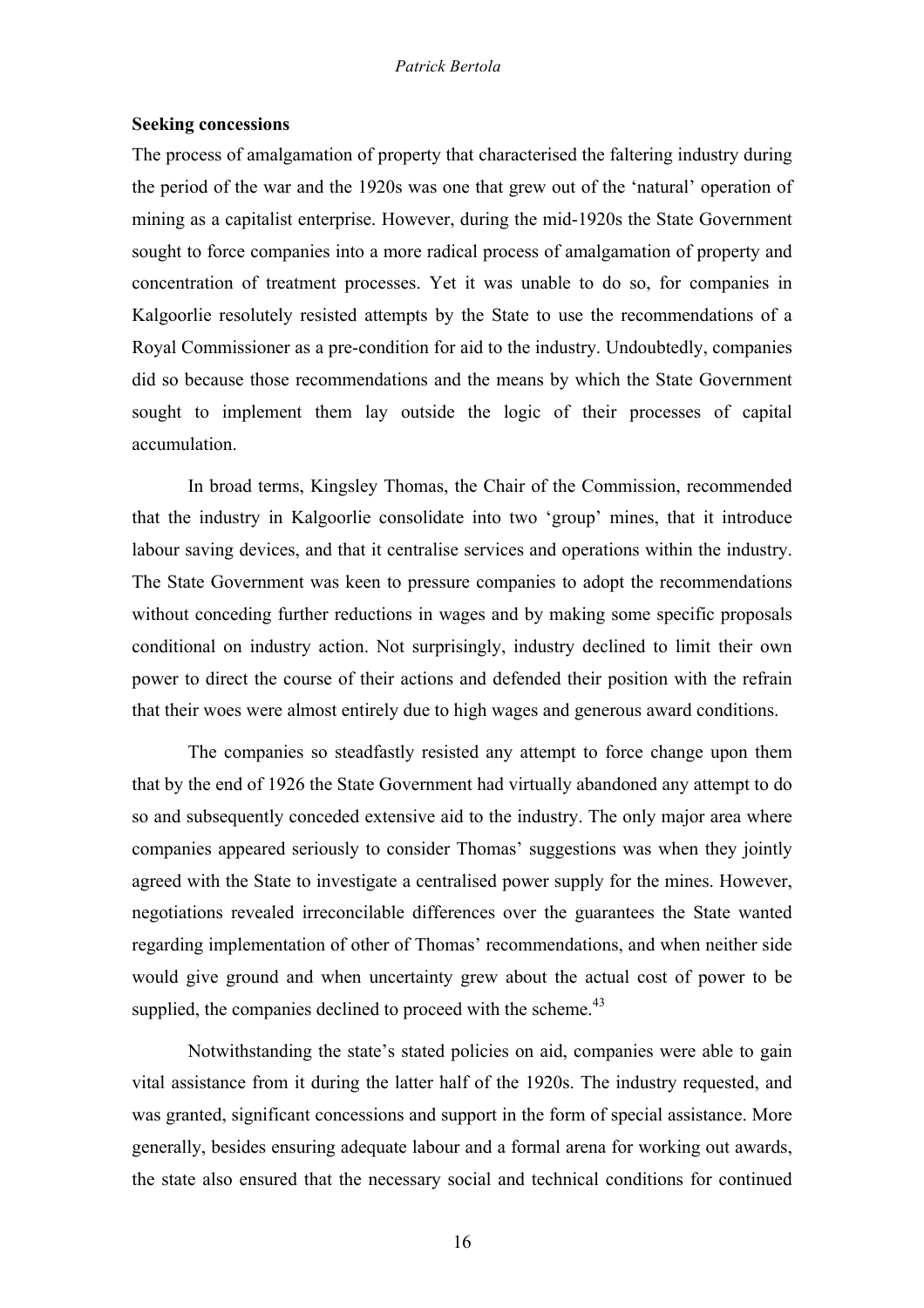**Seeking concessions**

The process of amalgamation of property that characterised the faltering industry during the period of the war and the 1920s was one that grew out of the 'natural' operation of mining as a capitalist enterprise. However, during the mid-1920s the State Government sought to force companies into a more radical process of amalgamation of property and concentration of treatment processes. Yet it was unable to do so, for companies in Kalgoorlie resolutely resisted attempts by the State to use the recommendations of a Royal Commissioner as a pre-condition for aid to the industry. Undoubtedly, companies did so because those recommendations and the means by which the State Government sought to implement them lay outside the logic of their processes of capital accumulation.

In broad terms, Kingsley Thomas, the Chair of the Commission, recommended that the industry in Kalgoorlie consolidate into two 'group' mines, that it introduce labour saving devices, and that it centralise services and operations within the industry. The State Government was keen to pressure companies to adopt the recommendations without conceding further reductions in wages and by making some specific proposals conditional on industry action. Not surprisingly, industry declined to limit their own power to direct the course of their actions and defended their position with the refrain that their woes were almost entirely due to high wages and generous award conditions.

The companies so steadfastly resisted any attempt to force change upon them that by the end of 1926 the State Government had virtually abandoned any attempt to do so and subsequently conceded extensive aid to the industry. The only major area where companies appeared seriously to consider Thomas' suggestions was when they jointly agreed with the State to investigate a centralised power supply for the mines. However, negotiations revealed irreconcilable differences over the guarantees the State wanted regarding implementation of other of Thomas' recommendations, and when neither side would give ground and when uncertainty grew about the actual cost of power to be supplied, the companies declined to proceed with the scheme.[43]

Notwithstanding the state's stated policies on aid, companies were able to gain vital assistance from it during the latter half of the 1920s. The industry requested, and was granted, significant concessions and support in the form of special assistance. More generally, besides ensuring adequate labour and a formal arena for working out awards, the state also ensured that the necessary social and technical conditions for continued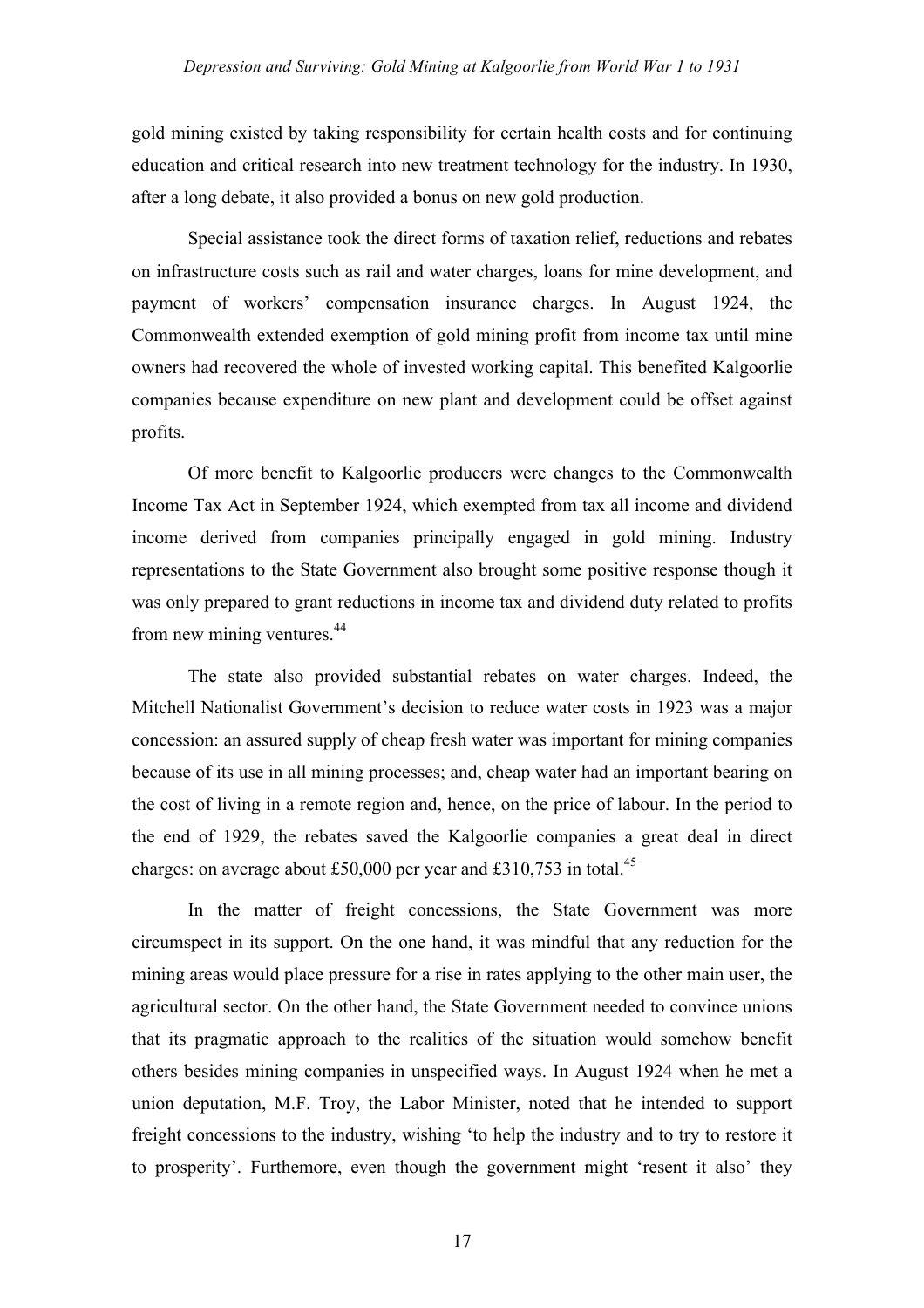gold mining existed by taking responsibility for certain health costs and for continuing education and critical research into new treatment technology for the industry. In 1930, after a long debate, it also provided a bonus on new gold production.

Special assistance took the direct forms of taxation relief, reductions and rebates on infrastructure costs such as rail and water charges, loans for mine development, and payment of workers' compensation insurance charges. In August 1924, the Commonwealth extended exemption of gold mining profit from income tax until mine owners had recovered the whole of invested working capital. This benefited Kalgoorlie companies because expenditure on new plant and development could be offset against profits.

Of more benefit to Kalgoorlie producers were changes to the Commonwealth Income Tax Act in September 1924, which exempted from tax all income and dividend income derived from companies principally engaged in gold mining. Industry representations to the State Government also brought some positive response though it was only prepared to grant reductions in income tax and dividend duty related to profits from new mining ventures.[44]

The state also provided substantial rebates on water charges. Indeed, the Mitchell Nationalist Government's decision to reduce water costs in 1923 was a major concession: an assured supply of cheap fresh water was important for mining companies because of its use in all mining processes; and, cheap water had an important bearing on the cost of living in a remote region and, hence, on the price of labour. In the period to the end of 1929, the rebates saved the Kalgoorlie companies a great deal in direct charges: on average about £50,000 per year and £310,753 in total.[45]

In the matter of freight concessions, the State Government was more circumspect in its support. On the one hand, it was mindful that any reduction for the mining areas would place pressure for a rise in rates applying to the other main user, the agricultural sector. On the other hand, the State Government needed to convince unions that its pragmatic approach to the realities of the situation would somehow benefit others besides mining companies in unspecified ways. In August 1924 when he met a union deputation, M.F. Troy, the Labor Minister, noted that he intended to support freight concessions to the industry, wishing 'to help the industry and to try to restore it to prosperity'. Furthemore, even though the government might 'resent it also' they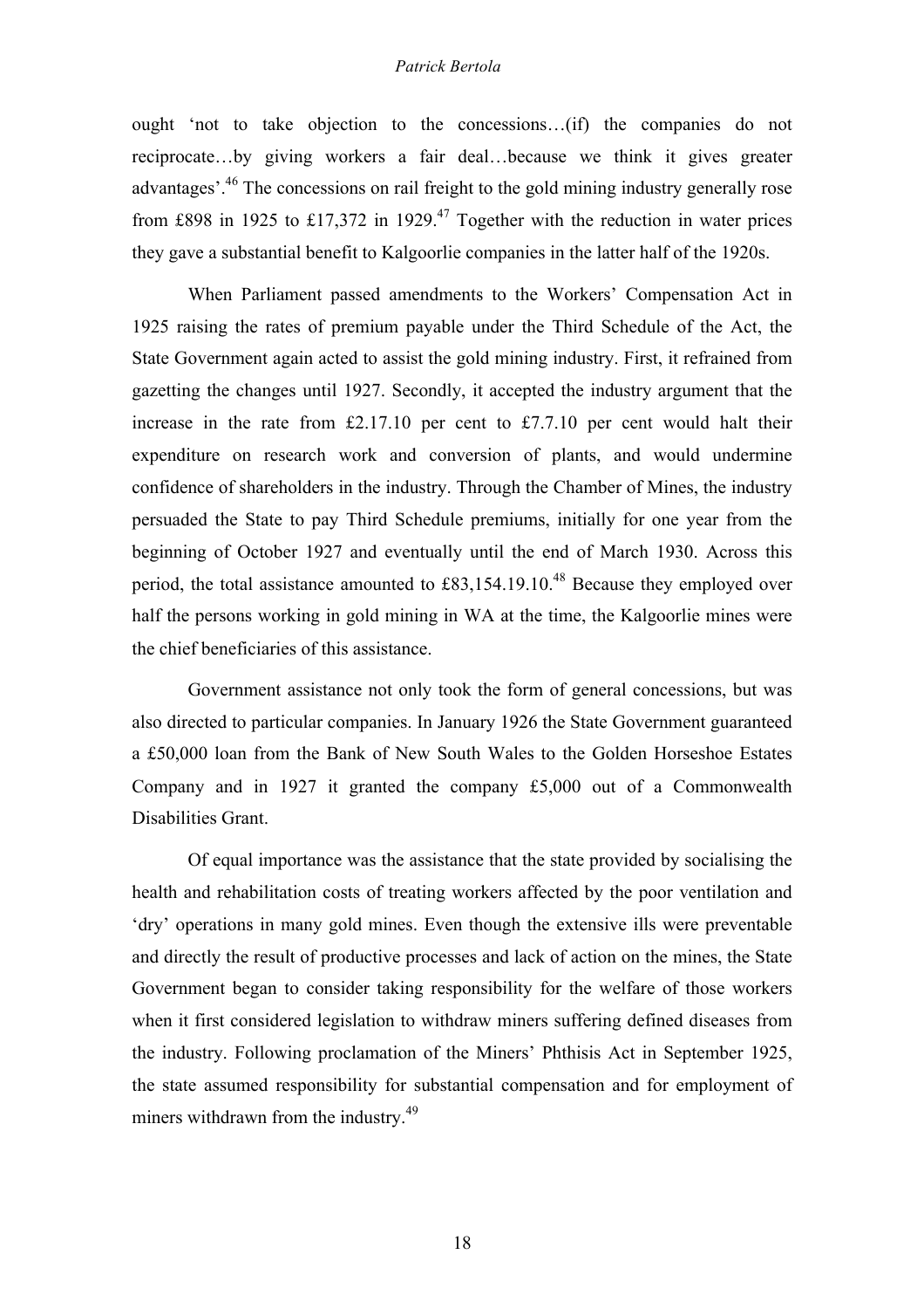ought 'not to take objection to the concessions…(if) the companies do not reciprocate…by giving workers a fair deal…because we think it gives greater advantages'.[46] The concessions on rail freight to the gold mining industry generally rose from £898 in 1925 to £17,372 in 1929.[47] Together with the reduction in water prices they gave a substantial benefit to Kalgoorlie companies in the latter half of the 1920s.

When Parliament passed amendments to the Workers' Compensation Act in 1925 raising the rates of premium payable under the Third Schedule of the Act, the State Government again acted to assist the gold mining industry. First, it refrained from gazetting the changes until 1927. Secondly, it accepted the industry argument that the increase in the rate from £2.17.10 per cent to £7.7.10 per cent would halt their expenditure on research work and conversion of plants, and would undermine confidence of shareholders in the industry. Through the Chamber of Mines, the industry persuaded the State to pay Third Schedule premiums, initially for one year from the beginning of October 1927 and eventually until the end of March 1930. Across this period, the total assistance amounted to £83,154.19.10.[48] Because they employed over half the persons working in gold mining in WA at the time, the Kalgoorlie mines were the chief beneficiaries of this assistance.

Government assistance not only took the form of general concessions, but was also directed to particular companies. In January 1926 the State Government guaranteed a £50,000 loan from the Bank of New South Wales to the Golden Horseshoe Estates Company and in 1927 it granted the company £5,000 out of a Commonwealth Disabilities Grant.

Of equal importance was the assistance that the state provided by socialising the health and rehabilitation costs of treating workers affected by the poor ventilation and 'dry' operations in many gold mines. Even though the extensive ills were preventable and directly the result of productive processes and lack of action on the mines, the State Government began to consider taking responsibility for the welfare of those workers when it first considered legislation to withdraw miners suffering defined diseases from the industry. Following proclamation of the Miners' Phthisis Act in September 1925, the state assumed responsibility for substantial compensation and for employment of miners withdrawn from the industry.[49]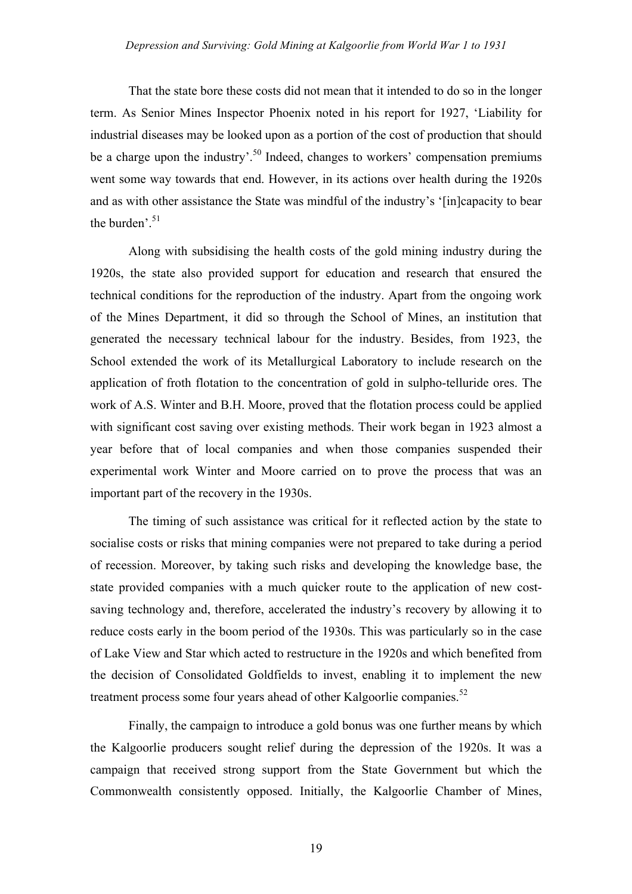That the state bore these costs did not mean that it intended to do so in the longer term. As Senior Mines Inspector Phoenix noted in his report for 1927, 'Liability for industrial diseases may be looked upon as a portion of the cost of production that should be a charge upon the industry'.[50] Indeed, changes to workers' compensation premiums went some way towards that end. However, in its actions over health during the 1920s and as with other assistance the State was mindful of the industry's '[in]capacity to bear the burden'.[51]

Along with subsidising the health costs of the gold mining industry during the 1920s, the state also provided support for education and research that ensured the technical conditions for the reproduction of the industry. Apart from the ongoing work of the Mines Department, it did so through the School of Mines, an institution that generated the necessary technical labour for the industry. Besides, from 1923, the School extended the work of its Metallurgical Laboratory to include research on the application of froth flotation to the concentration of gold in sulpho-telluride ores. The work of A.S. Winter and B.H. Moore, proved that the flotation process could be applied with significant cost saving over existing methods. Their work began in 1923 almost a year before that of local companies and when those companies suspended their experimental work Winter and Moore carried on to prove the process that was an important part of the recovery in the 1930s.

The timing of such assistance was critical for it reflected action by the state to socialise costs or risks that mining companies were not prepared to take during a period of recession. Moreover, by taking such risks and developing the knowledge base, the state provided companies with a much quicker route to the application of new cost-saving technology and, therefore, accelerated the industry's recovery by allowing it to reduce costs early in the boom period of the 1930s. This was particularly so in the case of Lake View and Star which acted to restructure in the 1920s and which benefited from the decision of Consolidated Goldfields to invest, enabling it to implement the new treatment process some four years ahead of other Kalgoorlie companies.[52]

Finally, the campaign to introduce a gold bonus was one further means by which the Kalgoorlie producers sought relief during the depression of the 1920s. It was a campaign that received strong support from the State Government but which the Commonwealth consistently opposed. Initially, the Kalgoorlie Chamber of Mines,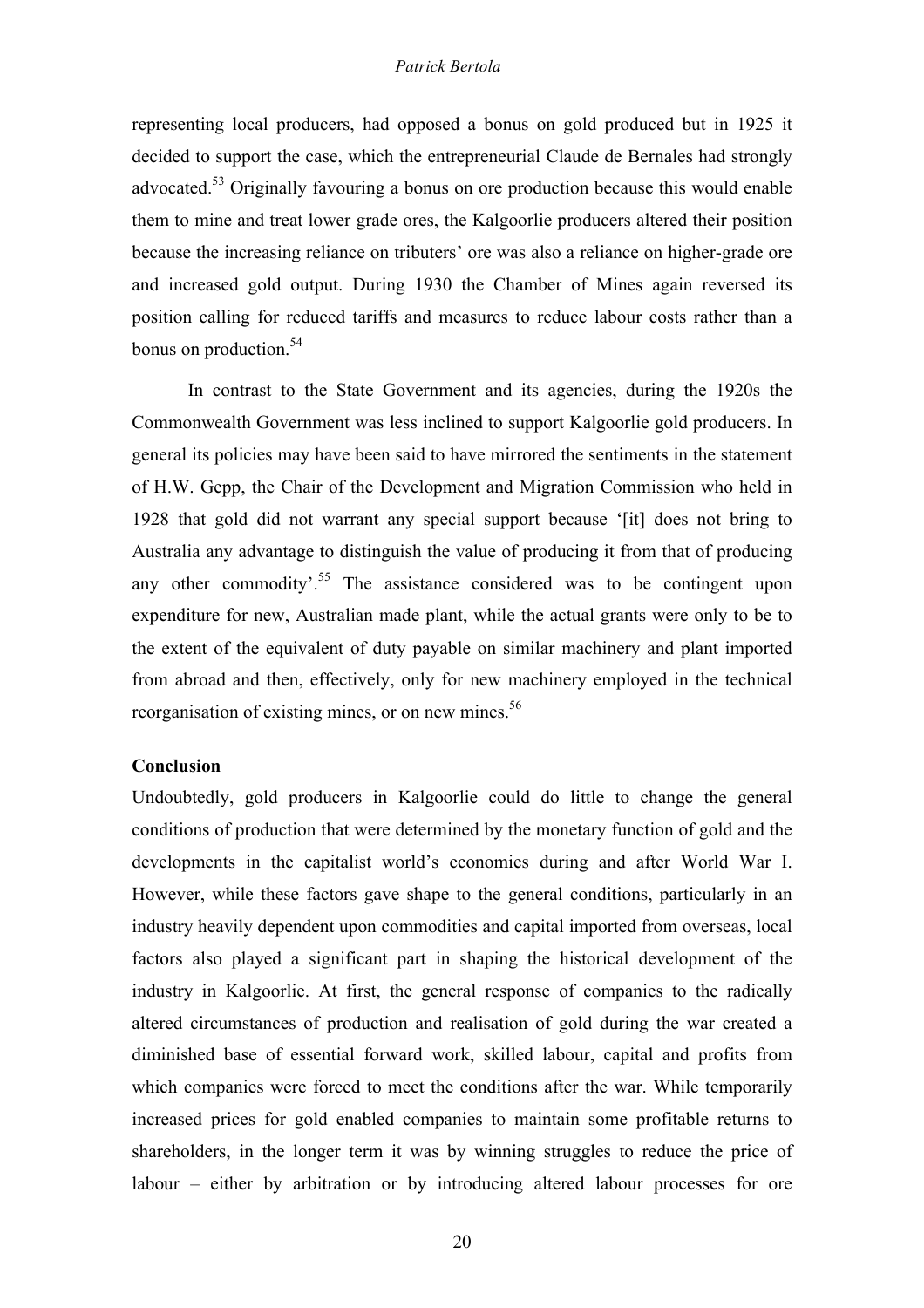representing local producers, had opposed a bonus on gold produced but in 1925 it decided to support the case, which the entrepreneurial Claude de Bernales had strongly advocated.[53] Originally favouring a bonus on ore production because this would enable them to mine and treat lower grade ores, the Kalgoorlie producers altered their position because the increasing reliance on tributers' ore was also a reliance on higher-grade ore and increased gold output. During 1930 the Chamber of Mines again reversed its position calling for reduced tariffs and measures to reduce labour costs rather than a bonus on production.[54]

In contrast to the State Government and its agencies, during the 1920s the Commonwealth Government was less inclined to support Kalgoorlie gold producers. In general its policies may have been said to have mirrored the sentiments in the statement of H.W. Gepp, the Chair of the Development and Migration Commission who held in 1928 that gold did not warrant any special support because '[it] does not bring to Australia any advantage to distinguish the value of producing it from that of producing any other commodity'.[55] The assistance considered was to be contingent upon expenditure for new, Australian made plant, while the actual grants were only to be to the extent of the equivalent of duty payable on similar machinery and plant imported from abroad and then, effectively, only for new machinery employed in the technical reorganisation of existing mines, or on new mines.[56]

**Conclusion**

Undoubtedly, gold producers in Kalgoorlie could do little to change the general conditions of production that were determined by the monetary function of gold and the developments in the capitalist world's economies during and after World War I. However, while these factors gave shape to the general conditions, particularly in an industry heavily dependent upon commodities and capital imported from overseas, local factors also played a significant part in shaping the historical development of the industry in Kalgoorlie. At first, the general response of companies to the radically altered circumstances of production and realisation of gold during the war created a diminished base of essential forward work, skilled labour, capital and profits from which companies were forced to meet the conditions after the war. While temporarily increased prices for gold enabled companies to maintain some profitable returns to shareholders, in the longer term it was by winning struggles to reduce the price of labour – either by arbitration or by introducing altered labour processes for ore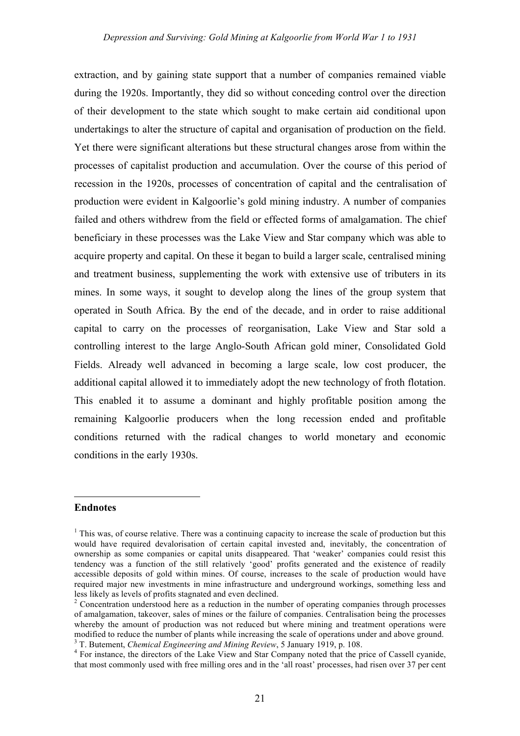extraction, and by gaining state support that a number of companies remained viable during the 1920s. Importantly, they did so without conceding control over the direction of their development to the state which sought to make certain aid conditional upon undertakings to alter the structure of capital and organisation of production on the field. Yet there were significant alterations but these structural changes arose from within the processes of capitalist production and accumulation. Over the course of this period of recession in the 1920s, processes of concentration of capital and the centralisation of production were evident in Kalgoorlie's gold mining industry. A number of companies failed and others withdrew from the field or effected forms of amalgamation. The chief beneficiary in these processes was the Lake View and Star company which was able to acquire property and capital. On these it began to build a larger scale, centralised mining and treatment business, supplementing the work with extensive use of tributers in its mines. In some ways, it sought to develop along the lines of the group system that operated in South Africa. By the end of the decade, and in order to raise additional capital to carry on the processes of reorganisation, Lake View and Star sold a controlling interest to the large Anglo-South African gold miner, Consolidated Gold Fields. Already well advanced in becoming a large scale, low cost producer, the additional capital allowed it to immediately adopt the new technology of froth flotation. This enabled it to assume a dominant and highly profitable position among the remaining Kalgoorlie producers when the long recession ended and profitable conditions returned with the radical changes to world monetary and economic conditions in the early 1930s.

## Endnotes

[1] This was, of course relative. There was a continuing capacity to increase the scale of production but this would have required devalorisation of certain capital invested and, inevitably, the concentration of ownership as some companies or capital units disappeared. That 'weaker' companies could resist this tendency was a function of the still relatively 'good' profits generated and the existence of readily accessible deposits of gold within mines. Of course, increases to the scale of production would have required major new investments in mine infrastructure and underground workings, something less and less likely as levels of profits stagnated and even declined.

[2] Concentration understood here as a reduction in the number of operating companies through processes of amalgamation, takeover, sales of mines or the failure of companies. Centralisation being the processes whereby the amount of production was not reduced but where mining and treatment operations were modified to reduce the number of plants while increasing the scale of operations under and above ground.

[3] T. Butement, *Chemical Engineering and Mining Review*, 5 January 1919, p. 108.

[4] For instance, the directors of the Lake View and Star Company noted that the price of Cassell cyanide, that most commonly used with free milling ores and in the 'all roast' processes, had risen over 37 per cent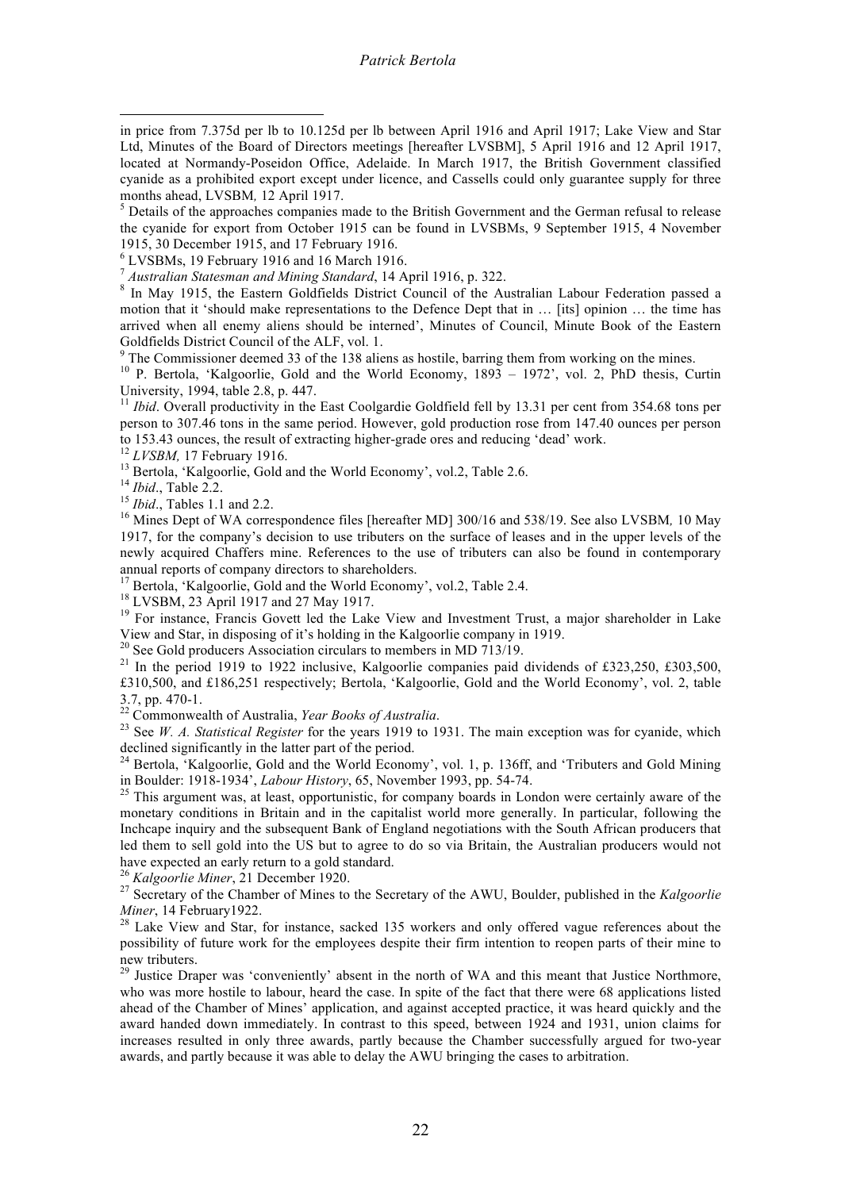in price from 7.375d per lb to 10.125d per lb between April 1916 and April 1917; Lake View and Star Ltd, Minutes of the Board of Directors meetings [hereafter LVSBM], 5 April 1916 and 12 April 1917, located at Normandy-Poseidon Office, Adelaide. In March 1917, the British Government classified cyanide as a prohibited export except under licence, and Cassells could only guarantee supply for three months ahead, LVSBM*,* 12 April 1917.

[5] Details of the approaches companies made to the British Government and the German refusal to release the cyanide for export from October 1915 can be found in LVSBMs, 9 September 1915, 4 November 1915, 30 December 1915, and 17 February 1916.

[6] LVSBMs, 19 February 1916 and 16 March 1916.

[7] *Australian Statesman and Mining Standard*, 14 April 1916, p. 322.

[8] In May 1915, the Eastern Goldfields District Council of the Australian Labour Federation passed a motion that it 'should make representations to the Defence Dept that in … [its] opinion … the time has arrived when all enemy aliens should be interned', Minutes of Council, Minute Book of the Eastern Goldfields District Council of the ALF, vol. 1.

[9] The Commissioner deemed 33 of the 138 aliens as hostile, barring them from working on the mines.

[10] P. Bertola, 'Kalgoorlie, Gold and the World Economy, 1893 – 1972', vol. 2, PhD thesis, Curtin University, 1994, table 2.8, p. 447.

[11] *Ibid*. Overall productivity in the East Coolgardie Goldfield fell by 13.31 per cent from 354.68 tons per person to 307.46 tons in the same period. However, gold production rose from 147.40 ounces per person to 153.43 ounces, the result of extracting higher-grade ores and reducing 'dead' work.

[12] *LVSBM,* 17 February 1916.

[13] Bertola, 'Kalgoorlie, Gold and the World Economy', vol.2, Table 2.6.

[14] *Ibid*., Table 2.2.

[15] *Ibid*., Tables 1.1 and 2.2.

[16] Mines Dept of WA correspondence files [hereafter MD] 300/16 and 538/19. See also LVSBM*,* 10 May 1917, for the company's decision to use tributers on the surface of leases and in the upper levels of the newly acquired Chaffers mine. References to the use of tributers can also be found in contemporary annual reports of company directors to shareholders.

[17] Bertola, 'Kalgoorlie, Gold and the World Economy', vol.2, Table 2.4.

[18] LVSBM, 23 April 1917 and 27 May 1917.

[19] For instance, Francis Govett led the Lake View and Investment Trust, a major shareholder in Lake View and Star, in disposing of it's holding in the Kalgoorlie company in 1919.

[20] See Gold producers Association circulars to members in MD 713/19.

[21] In the period 1919 to 1922 inclusive, Kalgoorlie companies paid dividends of £323,250, £303,500, £310,500, and £186,251 respectively; Bertola, 'Kalgoorlie, Gold and the World Economy', vol. 2, table 3.7, pp. 470-1.

[22] Commonwealth of Australia, *Year Books of Australia*.

[23] See *W. A. Statistical Register* for the years 1919 to 1931. The main exception was for cyanide, which declined significantly in the latter part of the period.

[24] Bertola, 'Kalgoorlie, Gold and the World Economy', vol. 1, p. 136ff, and 'Tributers and Gold Mining in Boulder: 1918-1934', *Labour History*, 65, November 1993, pp. 54-74.

[25] This argument was, at least, opportunistic, for company boards in London were certainly aware of the monetary conditions in Britain and in the capitalist world more generally. In particular, following the Inchcape inquiry and the subsequent Bank of England negotiations with the South African producers that led them to sell gold into the US but to agree to do so via Britain, the Australian producers would not have expected an early return to a gold standard.

[26] *Kalgoorlie Miner*, 21 December 1920.

[27] Secretary of the Chamber of Mines to the Secretary of the AWU, Boulder, published in the *Kalgoorlie Miner*, 14 February1922.

[28] Lake View and Star, for instance, sacked 135 workers and only offered vague references about the possibility of future work for the employees despite their firm intention to reopen parts of their mine to new tributers.

[29] Justice Draper was 'conveniently' absent in the north of WA and this meant that Justice Northmore, who was more hostile to labour, heard the case. In spite of the fact that there were 68 applications listed ahead of the Chamber of Mines' application, and against accepted practice, it was heard quickly and the award handed down immediately. In contrast to this speed, between 1924 and 1931, union claims for increases resulted in only three awards, partly because the Chamber successfully argued for two-year awards, and partly because it was able to delay the AWU bringing the cases to arbitration.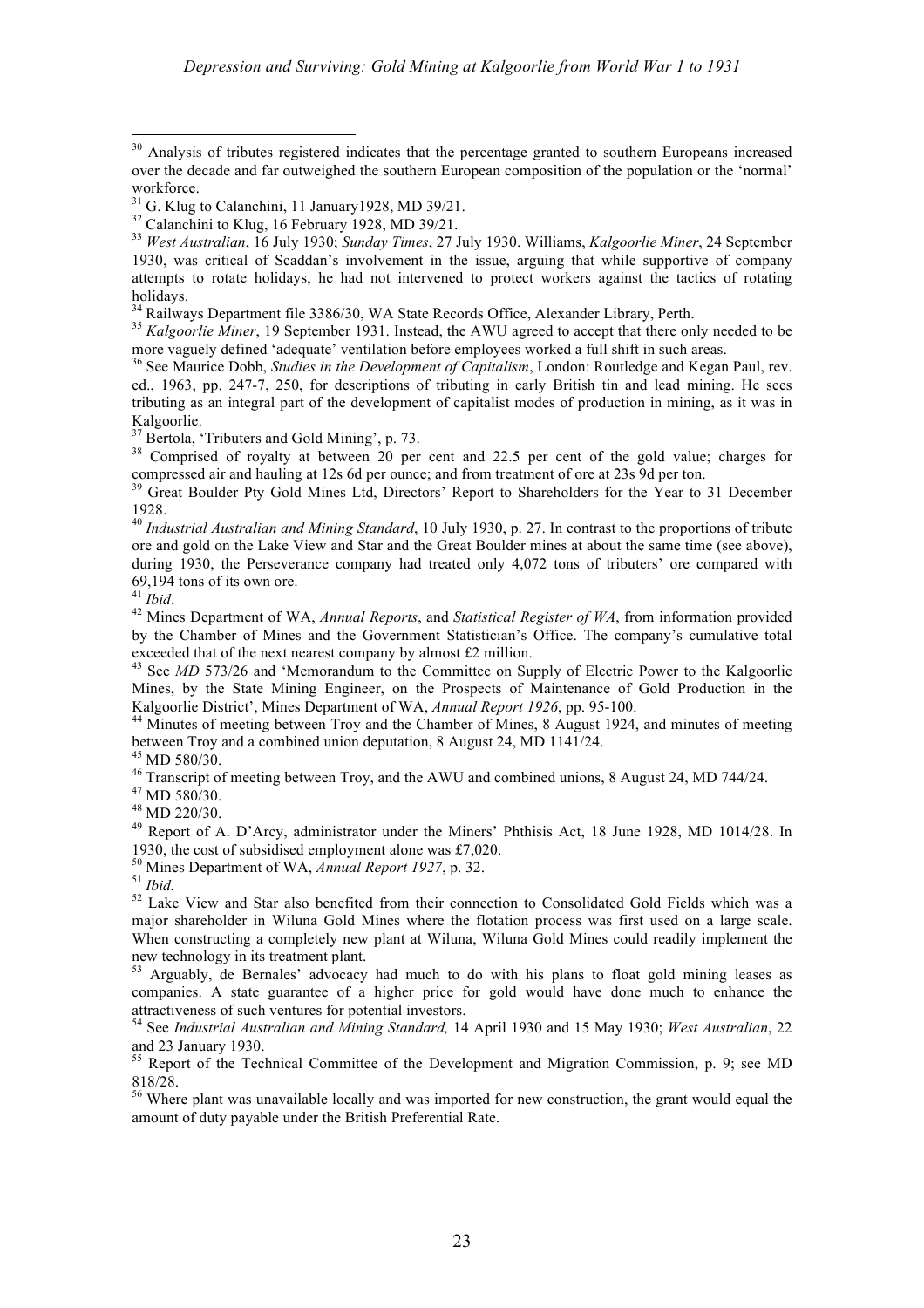[30] Analysis of tributes registered indicates that the percentage granted to southern Europeans increased over the decade and far outweighed the southern European composition of the population or the 'normal' workforce.

[31] G. Klug to Calanchini, 11 January1928, MD 39/21.

[32] Calanchini to Klug, 16 February 1928, MD 39/21.

[33] *West Australian*, 16 July 1930; *Sunday Times*, 27 July 1930. Williams, *Kalgoorlie Miner*, 24 September 1930, was critical of Scaddan's involvement in the issue, arguing that while supportive of company attempts to rotate holidays, he had not intervened to protect workers against the tactics of rotating holidays.

[34] Railways Department file 3386/30, WA State Records Office, Alexander Library, Perth.

[35] *Kalgoorlie Miner*, 19 September 1931. Instead, the AWU agreed to accept that there only needed to be more vaguely defined 'adequate' ventilation before employees worked a full shift in such areas.

[36] See Maurice Dobb, *Studies in the Development of Capitalism*, London: Routledge and Kegan Paul, rev. ed., 1963, pp. 247-7, 250, for descriptions of tributing in early British tin and lead mining. He sees tributing as an integral part of the development of capitalist modes of production in mining, as it was in Kalgoorlie.

[37] Bertola, 'Tributers and Gold Mining', p. 73.

[38] Comprised of royalty at between 20 per cent and 22.5 per cent of the gold value; charges for compressed air and hauling at 12s 6d per ounce; and from treatment of ore at 23s 9d per ton.

[39] Great Boulder Pty Gold Mines Ltd, Directors' Report to Shareholders for the Year to 31 December 1928.

[40] *Industrial Australian and Mining Standard*, 10 July 1930, p. 27. In contrast to the proportions of tribute ore and gold on the Lake View and Star and the Great Boulder mines at about the same time (see above), during 1930, the Perseverance company had treated only 4,072 tons of tributers' ore compared with 69,194 tons of its own ore.

[41] *Ibid*.

[42] Mines Department of WA, *Annual Reports*, and *Statistical Register of WA*, from information provided by the Chamber of Mines and the Government Statistician's Office. The company's cumulative total exceeded that of the next nearest company by almost £2 million.

[43] See *MD* 573/26 and 'Memorandum to the Committee on Supply of Electric Power to the Kalgoorlie Mines, by the State Mining Engineer, on the Prospects of Maintenance of Gold Production in the Kalgoorlie District', Mines Department of WA, *Annual Report 1926*, pp. 95-100.

[44] Minutes of meeting between Troy and the Chamber of Mines, 8 August 1924, and minutes of meeting between Troy and a combined union deputation, 8 August 24, MD 1141/24.

[45] MD 580/30.

[46] Transcript of meeting between Troy, and the AWU and combined unions, 8 August 24, MD 744/24.

[47] MD 580/30.

[48] MD 220/30.

[49] Report of A. D'Arcy, administrator under the Miners' Phthisis Act, 18 June 1928, MD 1014/28. In 1930, the cost of subsidised employment alone was £7,020.

[50] Mines Department of WA, *Annual Report 1927*, p. 32.

[51] *Ibid.*

[52] Lake View and Star also benefited from their connection to Consolidated Gold Fields which was a major shareholder in Wiluna Gold Mines where the flotation process was first used on a large scale. When constructing a completely new plant at Wiluna, Wiluna Gold Mines could readily implement the new technology in its treatment plant.

[53] Arguably, de Bernales' advocacy had much to do with his plans to float gold mining leases as companies. A state guarantee of a higher price for gold would have done much to enhance the attractiveness of such ventures for potential investors.

[54] See *Industrial Australian and Mining Standard,* 14 April 1930 and 15 May 1930; *West Australian*, 22 and 23 January 1930.

[55] Report of the Technical Committee of the Development and Migration Commission, p. 9; see MD 818/28.

[56] Where plant was unavailable locally and was imported for new construction, the grant would equal the amount of duty payable under the British Preferential Rate.